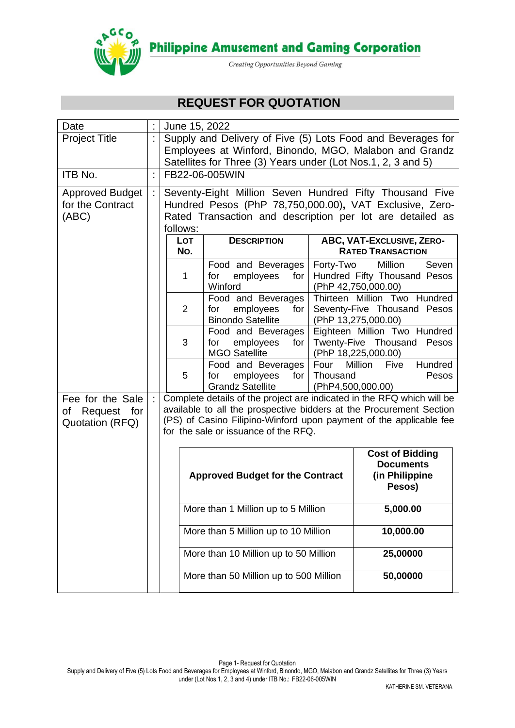Philippine Amusement and Gaming Corporation

*Creating Opportunities Beyond Gaming*

# REQUEST FOR QUOTATION

| | | |
|---|---|---|
| Date | : | June 15, 2022 |
| Project Title | : | Supply and Delivery of Five (5) Lots Food and Beverages for Employees at Winford, Binondo, MGO, Malabon and Grandz Satellites for Three (3) Years under (Lot Nos.1, 2, 3 and 5) |
| ITB No. | : | FB22-06-005WIN |
| Approved Budget for the Contract (ABC) | : | Seventy-Eight Million Seven Hundred Fifty Thousand Five Hundred Pesos (PhP 78,750,000.00), VAT Exclusive, Zero-Rated Transaction and description per lot are detailed as follows: |

| LOT NO. | DESCRIPTION | ABC, VAT-EXCLUSIVE, ZERO-RATED TRANSACTION |
|---|---|---|
| 1 | Food and Beverages for employees for Winford | Forty-Two Million Seven Hundred Fifty Thousand Pesos (PhP 42,750,000.00) |
| 2 | Food and Beverages for employees for Binondo Satellite | Thirteen Million Two Hundred Seventy-Five Thousand Pesos (PhP 13,275,000.00) |
| 3 | Food and Beverages for employees for MGO Satellite | Eighteen Million Two Hundred Twenty-Five Thousand Pesos (PhP 18,225,000.00) |
| 5 | Food and Beverages for employees for Grandz Satellite | Four Million Five Hundred Thousand Pesos (PhP4,500,000.00) |

| | | |
|---|---|---|
| Fee for the Sale of Request for Quotation (RFQ) | : | Complete details of the project are indicated in the RFQ which will be available to all the prospective bidders at the Procurement Section (PS) of Casino Filipino-Winford upon payment of the applicable fee for the sale or issuance of the RFQ. |

| Approved Budget for the Contract | Cost of Bidding Documents (in Philippine Pesos) |
|---|---|
| More than 1 Million up to 5 Million | 5,000.00 |
| More than 5 Million up to 10 Million | 10,000.00 |
| More than 10 Million up to 50 Million | 25,00000 |
| More than 50 Million up to 500 Million | 50,00000 |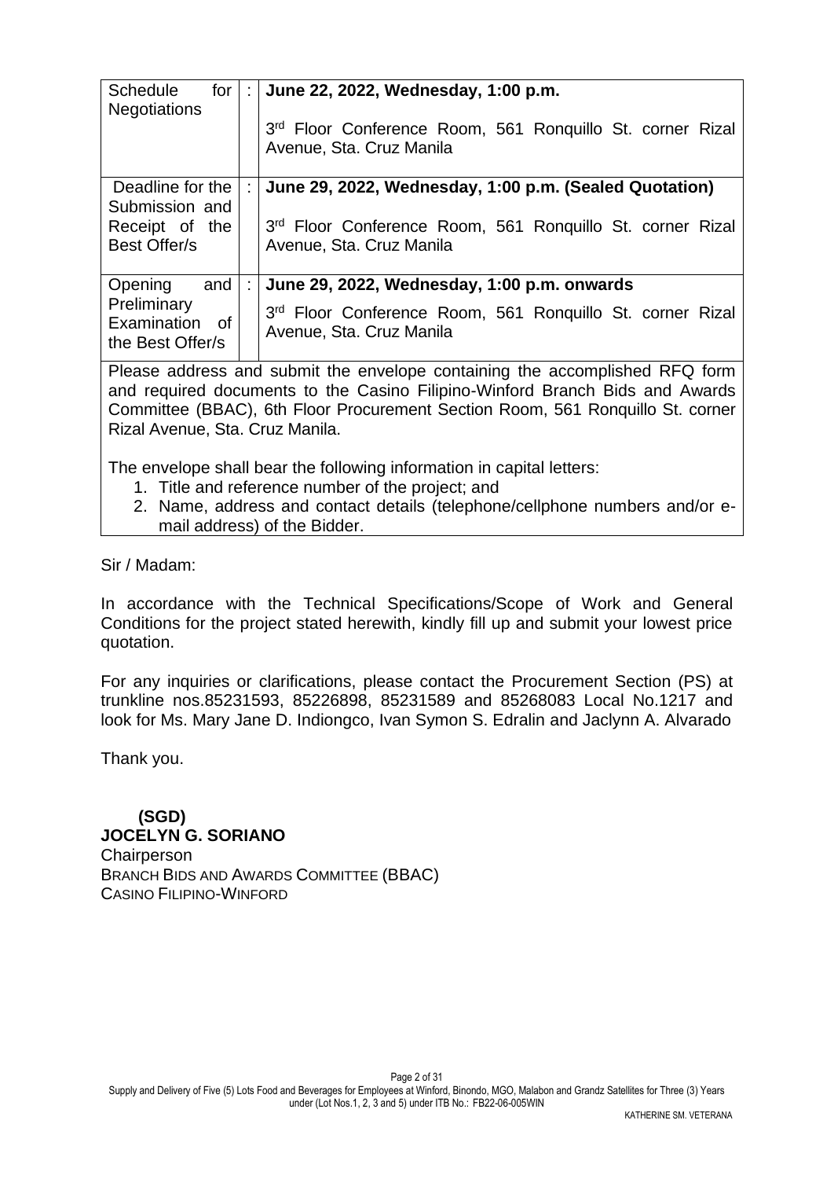| Schedule for Negotiations | : | **June 22, 2022, Wednesday, 1:00 p.m.**<br><br>3rd Floor Conference Room, 561 Ronquillo St. corner Rizal Avenue, Sta. Cruz Manila |
|---|---|---|
| Deadline for the Submission and Receipt of the Best Offer/s | : | **June 29, 2022, Wednesday, 1:00 p.m. (Sealed Quotation)**<br><br>3rd Floor Conference Room, 561 Ronquillo St. corner Rizal Avenue, Sta. Cruz Manila |
| Opening and Preliminary Examination of the Best Offer/s | : | **June 29, 2022, Wednesday, 1:00 p.m. onwards**<br><br>3rd Floor Conference Room, 561 Ronquillo St. corner Rizal Avenue, Sta. Cruz Manila |

Please address and submit the envelope containing the accomplished RFQ form and required documents to the Casino Filipino-Winford Branch Bids and Awards Committee (BBAC), 6th Floor Procurement Section Room, 561 Ronquillo St. corner Rizal Avenue, Sta. Cruz Manila.

The envelope shall bear the following information in capital letters:

1. Title and reference number of the project; and
2. Name, address and contact details (telephone/cellphone numbers and/or e-mail address) of the Bidder.

Sir / Madam:

In accordance with the Technical Specifications/Scope of Work and General Conditions for the project stated herewith, kindly fill up and submit your lowest price quotation.

For any inquiries or clarifications, please contact the Procurement Section (PS) at trunkline nos.85231593, 85226898, 85231589 and 85268083 Local No.1217 and look for Ms. Mary Jane D. Indiongco, Ivan Symon S. Edralin and Jaclynn A. Alvarado

Thank you.

**(SGD)**
**JOCELYN G. SORIANO**
Chairperson
BRANCH BIDS AND AWARDS COMMITTEE (BBAC)
CASINO FILIPINO-WINFORD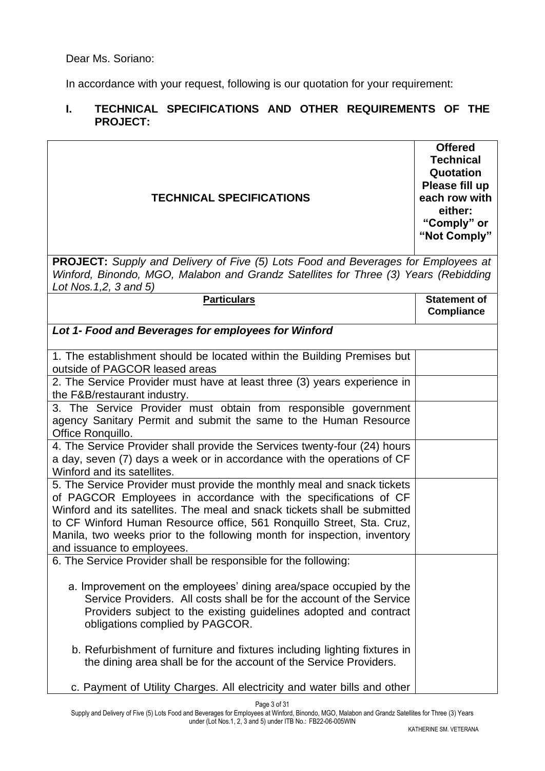Dear Ms. Soriano:

In accordance with your request, following is our quotation for your requirement:

## I. TECHNICAL SPECIFICATIONS AND OTHER REQUIREMENTS OF THE PROJECT:

| TECHNICAL SPECIFICATIONS | Offered Technical Quotation Please fill up each row with either: "Comply" or "Not Comply" |
|---|---|
| **PROJECT:** *Supply and Delivery of Five (5) Lots Food and Beverages for Employees at Winford, Binondo, MGO, Malabon and Grandz Satellites for Three (3) Years (Rebidding Lot Nos.1,2, 3 and 5)* | |
| **Particulars** | **Statement of Compliance** |
| ***Lot 1- Food and Beverages for employees for Winford*** | |
| 1. The establishment should be located within the Building Premises but outside of PAGCOR leased areas | |
| 2. The Service Provider must have at least three (3) years experience in the F&B/restaurant industry. | |
| 3. The Service Provider must obtain from responsible government agency Sanitary Permit and submit the same to the Human Resource Office Ronquillo. | |
| 4. The Service Provider shall provide the Services twenty-four (24) hours a day, seven (7) days a week or in accordance with the operations of CF Winford and its satellites. | |
| 5. The Service Provider must provide the monthly meal and snack tickets of PAGCOR Employees in accordance with the specifications of CF Winford and its satellites. The meal and snack tickets shall be submitted to CF Winford Human Resource office, 561 Ronquillo Street, Sta. Cruz, Manila, two weeks prior to the following month for inspection, inventory and issuance to employees. | |
| 6. The Service Provider shall be responsible for the following:<br><br>a. Improvement on the employees' dining area/space occupied by the Service Providers. All costs shall be for the account of the Service Providers subject to the existing guidelines adopted and contract obligations complied by PAGCOR.<br><br>b. Refurbishment of furniture and fixtures including lighting fixtures in the dining area shall be for the account of the Service Providers.<br><br>c. Payment of Utility Charges. All electricity and water bills and other | |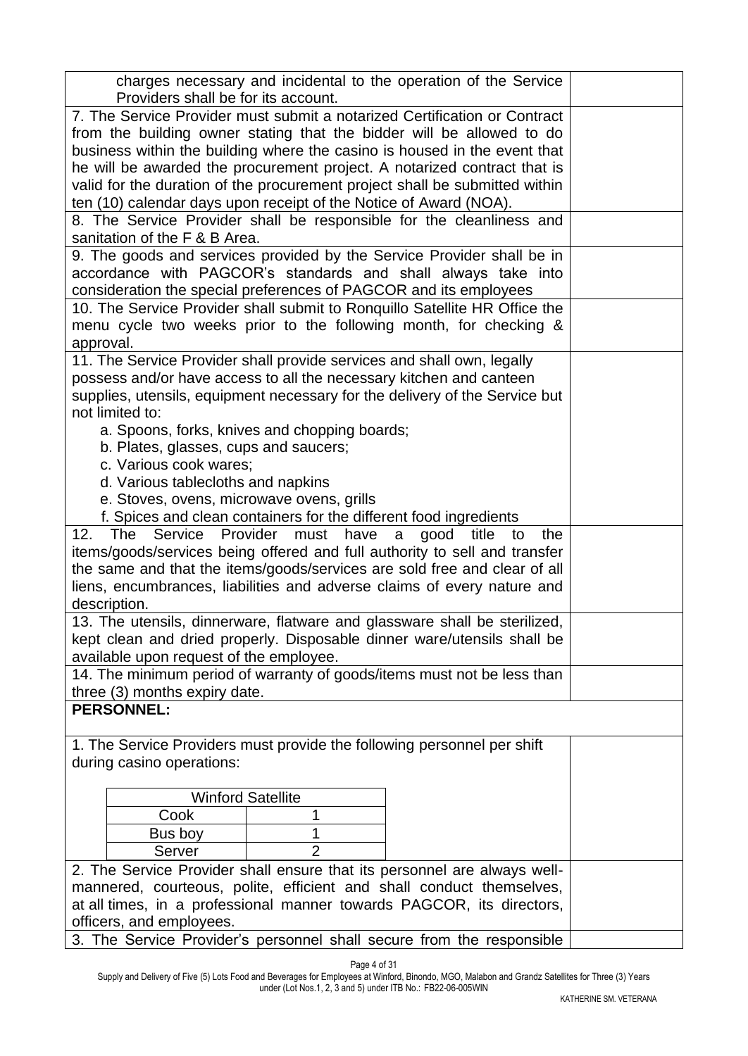| | |
|---|---|
| charges necessary and incidental to the operation of the Service Providers shall be for its account. | |
| 7. The Service Provider must submit a notarized Certification or Contract from the building owner stating that the bidder will be allowed to do business within the building where the casino is housed in the event that he will be awarded the procurement project. A notarized contract that is valid for the duration of the procurement project shall be submitted within ten (10) calendar days upon receipt of the Notice of Award (NOA). | |
| 8. The Service Provider shall be responsible for the cleanliness and sanitation of the F & B Area. | |
| 9. The goods and services provided by the Service Provider shall be in accordance with PAGCOR's standards and shall always take into consideration the special preferences of PAGCOR and its employees | |
| 10. The Service Provider shall submit to Ronquillo Satellite HR Office the menu cycle two weeks prior to the following month, for checking & approval. | |
| 11. The Service Provider shall provide services and shall own, legally possess and/or have access to all the necessary kitchen and canteen supplies, utensils, equipment necessary for the delivery of the Service but not limited to:<br>a. Spoons, forks, knives and chopping boards;<br>b. Plates, glasses, cups and saucers;<br>c. Various cook wares;<br>d. Various tablecloths and napkins<br>e. Stoves, ovens, microwave ovens, grills<br>f. Spices and clean containers for the different food ingredients | |
| 12. The Service Provider must have a good title to the items/goods/services being offered and full authority to sell and transfer the same and that the items/goods/services are sold free and clear of all liens, encumbrances, liabilities and adverse claims of every nature and description. | |
| 13. The utensils, dinnerware, flatware and glassware shall be sterilized, kept clean and dried properly. Disposable dinner ware/utensils shall be available upon request of the employee. | |
| 14. The minimum period of warranty of goods/items must not be less than three (3) months expiry date. | |
| **PERSONNEL:** | |
| 1. The Service Providers must provide the following personnel per shift during casino operations:<br><br>**Winford Satellite**<br>Cook: 1<br>Bus boy: 1<br>Server: 2 | |
| 2. The Service Provider shall ensure that its personnel are always well-mannered, courteous, polite, efficient and shall conduct themselves, at all times, in a professional manner towards PAGCOR, its directors, officers, and employees. | |
| 3. The Service Provider's personnel shall secure from the responsible | |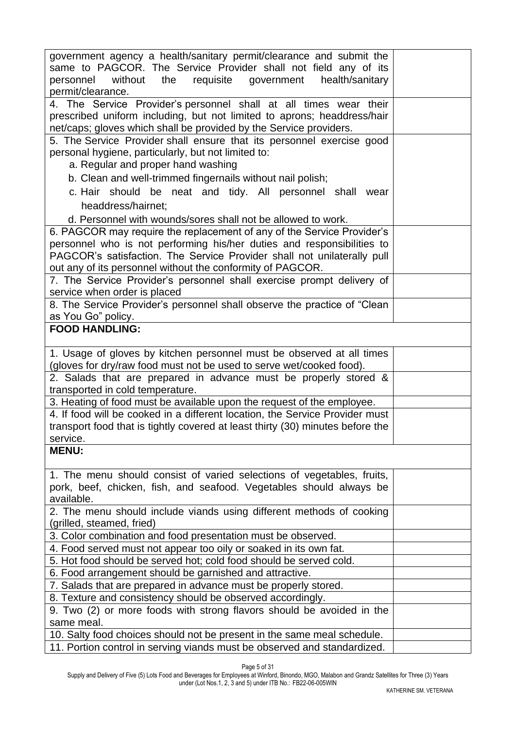| | |
|---|---|
| government agency a health/sanitary permit/clearance and submit the same to PAGCOR. The Service Provider shall not field any of its personnel without the requisite government health/sanitary permit/clearance. | |
| 4. The Service Provider's personnel shall at all times wear their prescribed uniform including, but not limited to aprons; headdress/hair net/caps; gloves which shall be provided by the Service providers. | |
| 5. The Service Provider shall ensure that its personnel exercise good personal hygiene, particularly, but not limited to:<br>a. Regular and proper hand washing<br>b. Clean and well-trimmed fingernails without nail polish;<br>c. Hair should be neat and tidy. All personnel shall wear headdress/hairnet;<br>d. Personnel with wounds/sores shall not be allowed to work. | |
| 6. PAGCOR may require the replacement of any of the Service Provider's personnel who is not performing his/her duties and responsibilities to PAGCOR's satisfaction. The Service Provider shall not unilaterally pull out any of its personnel without the conformity of PAGCOR. | |
| 7. The Service Provider's personnel shall exercise prompt delivery of service when order is placed | |
| 8. The Service Provider's personnel shall observe the practice of "Clean as You Go" policy. | |
| **FOOD HANDLING:** | |
| 1. Usage of gloves by kitchen personnel must be observed at all times (gloves for dry/raw food must not be used to serve wet/cooked food). | |
| 2. Salads that are prepared in advance must be properly stored & transported in cold temperature. | |
| 3. Heating of food must be available upon the request of the employee. | |
| 4. If food will be cooked in a different location, the Service Provider must transport food that is tightly covered at least thirty (30) minutes before the service. | |
| **MENU:** | |
| 1. The menu should consist of varied selections of vegetables, fruits, pork, beef, chicken, fish, and seafood. Vegetables should always be available. | |
| 2. The menu should include viands using different methods of cooking (grilled, steamed, fried) | |
| 3. Color combination and food presentation must be observed. | |
| 4. Food served must not appear too oily or soaked in its own fat. | |
| 5. Hot food should be served hot; cold food should be served cold. | |
| 6. Food arrangement should be garnished and attractive. | |
| 7. Salads that are prepared in advance must be properly stored. | |
| 8. Texture and consistency should be observed accordingly. | |
| 9. Two (2) or more foods with strong flavors should be avoided in the same meal. | |
| 10. Salty food choices should not be present in the same meal schedule. | |
| 11. Portion control in serving viands must be observed and standardized. | |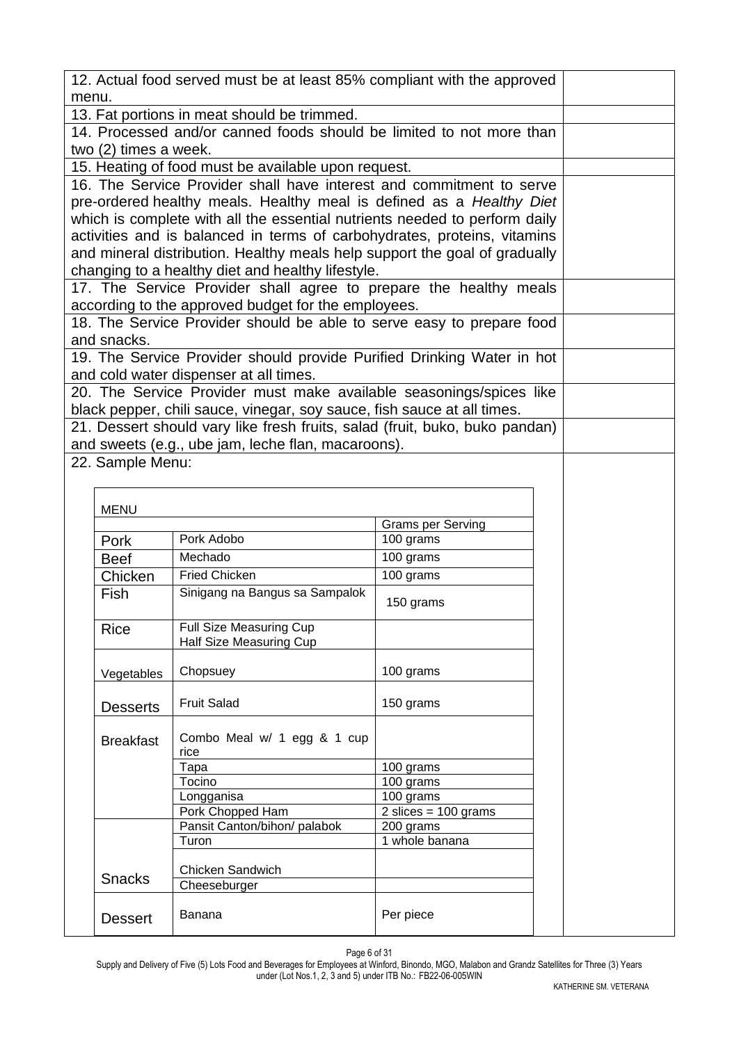| | |
|---|---|
| 12. Actual food served must be at least 85% compliant with the approved menu. | |
| 13. Fat portions in meat should be trimmed. | |
| 14. Processed and/or canned foods should be limited to not more than two (2) times a week. | |
| 15. Heating of food must be available upon request. | |
| 16. The Service Provider shall have interest and commitment to serve pre-ordered healthy meals. Healthy meal is defined as a *Healthy Diet* which is complete with all the essential nutrients needed to perform daily activities and is balanced in terms of carbohydrates, proteins, vitamins and mineral distribution. Healthy meals help support the goal of gradually changing to a healthy diet and healthy lifestyle. | |
| 17. The Service Provider shall agree to prepare the healthy meals according to the approved budget for the employees. | |
| 18. The Service Provider should be able to serve easy to prepare food and snacks. | |
| 19. The Service Provider should provide Purified Drinking Water in hot and cold water dispenser at all times. | |
| 20. The Service Provider must make available seasonings/spices like black pepper, chili sauce, vinegar, soy sauce, fish sauce at all times. | |
| 21. Dessert should vary like fresh fruits, salad (fruit, buko, buko pandan) and sweets (e.g., ube jam, leche flan, macaroons). | |
| 22. Sample Menu: | |

| MENU | | |
|---|---|---|
| | | Grams per Serving |
| Pork | Pork Adobo | 100 grams |
| Beef | Mechado | 100 grams |
| Chicken | Fried Chicken | 100 grams |
| Fish | Sinigang na Bangus sa Sampalok | 150 grams |
| Rice | Full Size Measuring Cup<br>Half Size Measuring Cup | |
| Vegetables | Chopsuey | 100 grams |
| Desserts | Fruit Salad | 150 grams |
| Breakfast | Combo Meal w/ 1 egg & 1 cup rice | |
| | Tapa | 100 grams |
| | Tocino | 100 grams |
| | Longganisa | 100 grams |
| | Pork Chopped Ham | 2 slices = 100 grams |
| Snacks | Pansit Canton/bihon/ palabok | 200 grams |
| | Turon | 1 whole banana |
| | Chicken Sandwich | |
| | Cheeseburger | |
| Dessert | Banana | Per piece |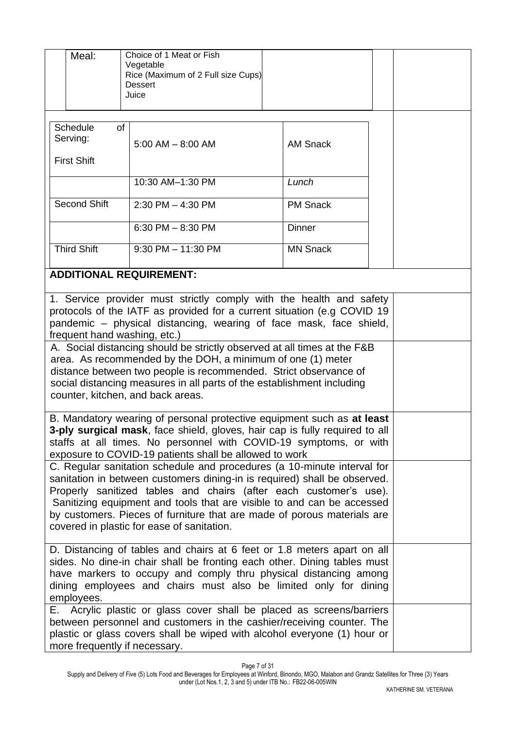| Meal: | Choice of 1 Meat or Fish<br>Vegetable<br>Rice (Maximum of 2 Full size Cups)<br>Dessert<br>Juice |
|---|---|

| Schedule of Serving:<br><br>First Shift | 5:00 AM – 8:00 AM | AM Snack |
|---|---|---|
| | 10:30 AM–1:30 PM | *Lunch* |
| Second Shift | 2:30 PM – 4:30 PM | PM Snack |
| | 6:30 PM – 8:30 PM | Dinner |
| Third Shift | 9:30 PM – 11:30 PM | MN Snack |

**ADDITIONAL REQUIREMENT:**

1. Service provider must strictly comply with the health and safety protocols of the IATF as provided for a current situation (e.g COVID 19 pandemic – physical distancing, wearing of face mask, face shield, frequent hand washing, etc.)

A. Social distancing should be strictly observed at all times at the F&B area. As recommended by the DOH, a minimum of one (1) meter distance between two people is recommended. Strict observance of social distancing measures in all parts of the establishment including counter, kitchen, and back areas.

B. Mandatory wearing of personal protective equipment such as **at least 3-ply surgical mask**, face shield, gloves, hair cap is fully required to all staffs at all times. No personnel with COVID-19 symptoms, or with exposure to COVID-19 patients shall be allowed to work

C. Regular sanitation schedule and procedures (a 10-minute interval for sanitation in between customers dining-in is required) shall be observed. Properly sanitized tables and chairs (after each customer's use). Sanitizing equipment and tools that are visible to and can be accessed by customers. Pieces of furniture that are made of porous materials are covered in plastic for ease of sanitation.

D. Distancing of tables and chairs at 6 feet or 1.8 meters apart on all sides. No dine-in chair shall be fronting each other. Dining tables must have markers to occupy and comply thru physical distancing among dining employees and chairs must also be limited only for dining employees.

E. Acrylic plastic or glass cover shall be placed as screens/barriers between personnel and customers in the cashier/receiving counter. The plastic or glass covers shall be wiped with alcohol everyone (1) hour or more frequently if necessary.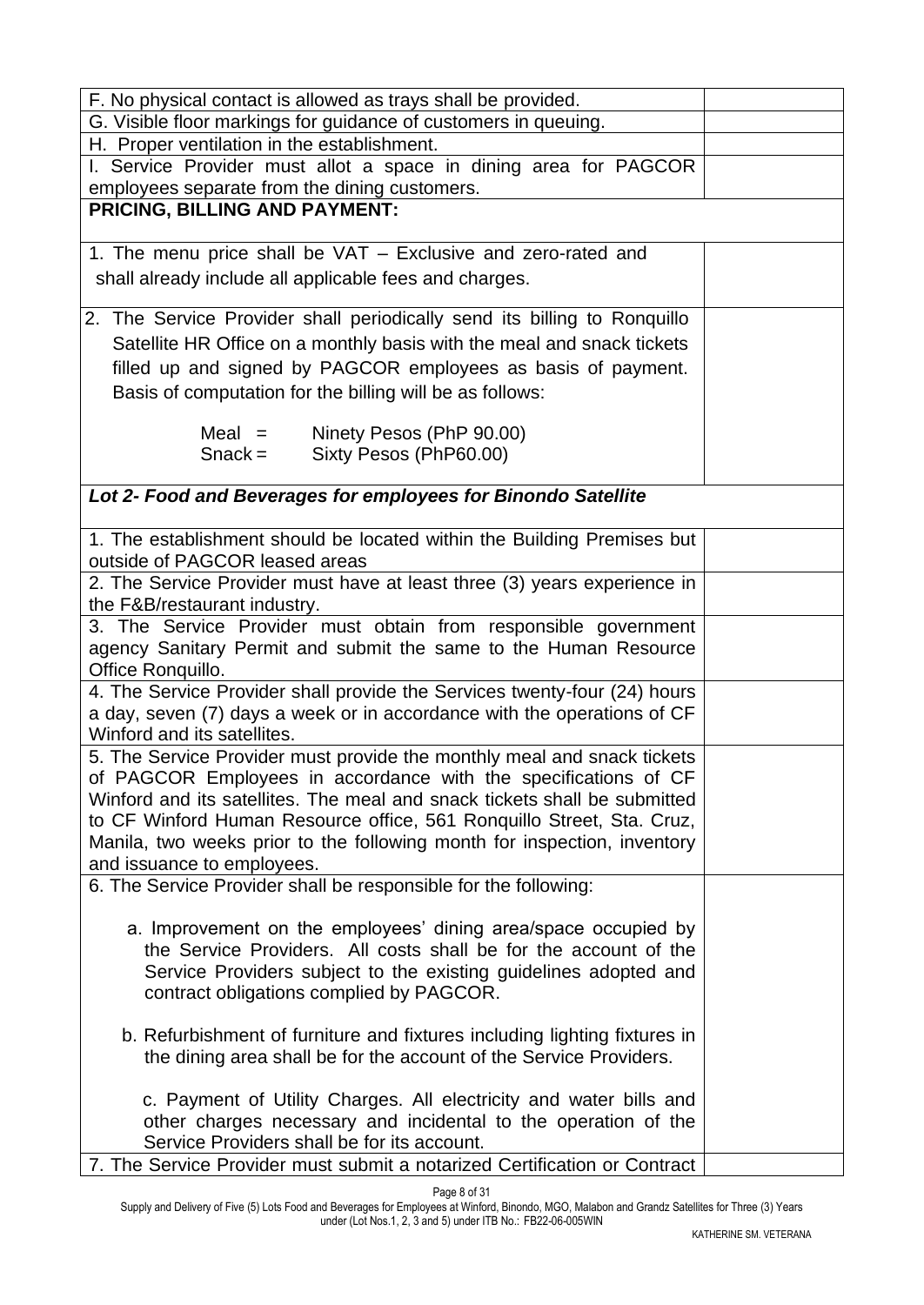| | |
|---|---|
| F. No physical contact is allowed as trays shall be provided. | |
| G. Visible floor markings for guidance of customers in queuing. | |
| H. Proper ventilation in the establishment. | |
| I. Service Provider must allot a space in dining area for PAGCOR employees separate from the dining customers. | |
| **PRICING, BILLING AND PAYMENT:** | |
| 1. The menu price shall be VAT – Exclusive and zero-rated and shall already include all applicable fees and charges. | |
| 2. The Service Provider shall periodically send its billing to Ronquillo Satellite HR Office on a monthly basis with the meal and snack tickets filled up and signed by PAGCOR employees as basis of payment. Basis of computation for the billing will be as follows:<br><br>Meal = Ninety Pesos (PhP 90.00)<br>Snack = Sixty Pesos (PhP60.00) | |
| ***Lot 2- Food and Beverages for employees for Binondo Satellite*** | |
| 1. The establishment should be located within the Building Premises but outside of PAGCOR leased areas | |
| 2. The Service Provider must have at least three (3) years experience in the F&B/restaurant industry. | |
| 3. The Service Provider must obtain from responsible government agency Sanitary Permit and submit the same to the Human Resource Office Ronquillo. | |
| 4. The Service Provider shall provide the Services twenty-four (24) hours a day, seven (7) days a week or in accordance with the operations of CF Winford and its satellites. | |
| 5. The Service Provider must provide the monthly meal and snack tickets of PAGCOR Employees in accordance with the specifications of CF Winford and its satellites. The meal and snack tickets shall be submitted to CF Winford Human Resource office, 561 Ronquillo Street, Sta. Cruz, Manila, two weeks prior to the following month for inspection, inventory and issuance to employees. | |
| 6. The Service Provider shall be responsible for the following:<br><br>a. Improvement on the employees' dining area/space occupied by the Service Providers. All costs shall be for the account of the Service Providers subject to the existing guidelines adopted and contract obligations complied by PAGCOR.<br><br>b. Refurbishment of furniture and fixtures including lighting fixtures in the dining area shall be for the account of the Service Providers.<br><br>c. Payment of Utility Charges. All electricity and water bills and other charges necessary and incidental to the operation of the Service Providers shall be for its account. | |
| 7. The Service Provider must submit a notarized Certification or Contract | |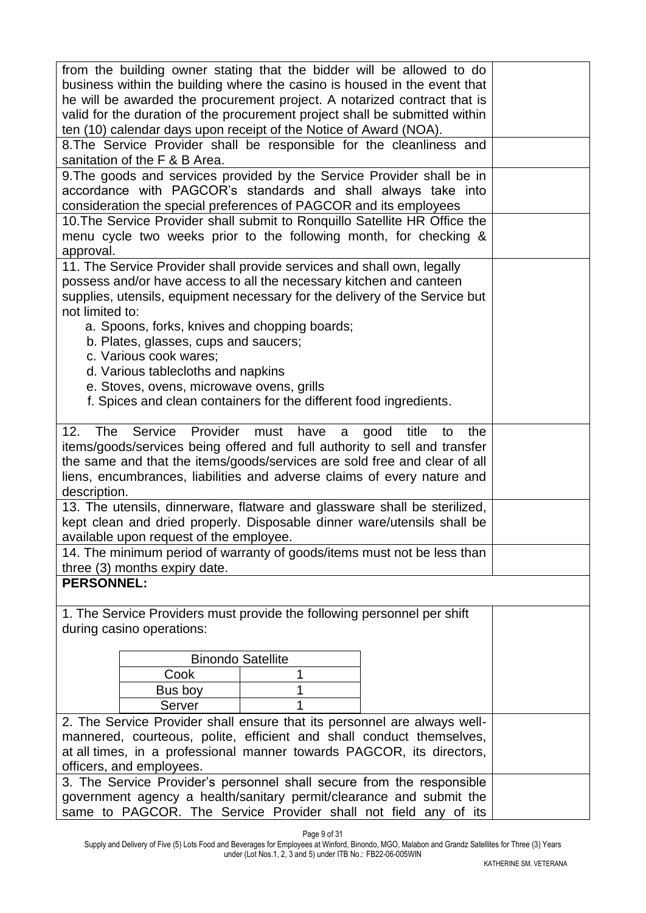| | |
|---|---|
| from the building owner stating that the bidder will be allowed to do business within the building where the casino is housed in the event that he will be awarded the procurement project. A notarized contract that is valid for the duration of the procurement project shall be submitted within ten (10) calendar days upon receipt of the Notice of Award (NOA). | |
| 8.The Service Provider shall be responsible for the cleanliness and sanitation of the F & B Area. | |
| 9.The goods and services provided by the Service Provider shall be in accordance with PAGCOR's standards and shall always take into consideration the special preferences of PAGCOR and its employees | |
| 10.The Service Provider shall submit to Ronquillo Satellite HR Office the menu cycle two weeks prior to the following month, for checking & approval. | |
| 11. The Service Provider shall provide services and shall own, legally possess and/or have access to all the necessary kitchen and canteen supplies, utensils, equipment necessary for the delivery of the Service but not limited to:<br>a. Spoons, forks, knives and chopping boards;<br>b. Plates, glasses, cups and saucers;<br>c. Various cook wares;<br>d. Various tablecloths and napkins<br>e. Stoves, ovens, microwave ovens, grills<br>f. Spices and clean containers for the different food ingredients. | |
| 12. The Service Provider must have a good title to the items/goods/services being offered and full authority to sell and transfer the same and that the items/goods/services are sold free and clear of all liens, encumbrances, liabilities and adverse claims of every nature and description. | |
| 13. The utensils, dinnerware, flatware and glassware shall be sterilized, kept clean and dried properly. Disposable dinner ware/utensils shall be available upon request of the employee. | |
| 14. The minimum period of warranty of goods/items must not be less than three (3) months expiry date. | |
| **PERSONNEL:** | |
| 1. The Service Providers must provide the following personnel per shift during casino operations:<br><br>**Binondo Satellite**<br>Cook: 1<br>Bus boy: 1<br>Server: 1 | |
| 2. The Service Provider shall ensure that its personnel are always well-mannered, courteous, polite, efficient and shall conduct themselves, at all times, in a professional manner towards PAGCOR, its directors, officers, and employees. | |
| 3. The Service Provider's personnel shall secure from the responsible government agency a health/sanitary permit/clearance and submit the same to PAGCOR. The Service Provider shall not field any of its | |

Supply and Delivery of Five (5) Lots Food and Beverages for Employees at Winford, Binondo, MGO, Malabon and Grandz Satellites for Three (3) Years under (Lot Nos.1, 2, 3 and 5) under ITB No.: FB22-06-005WIN

KATHERINE SM. VETERANA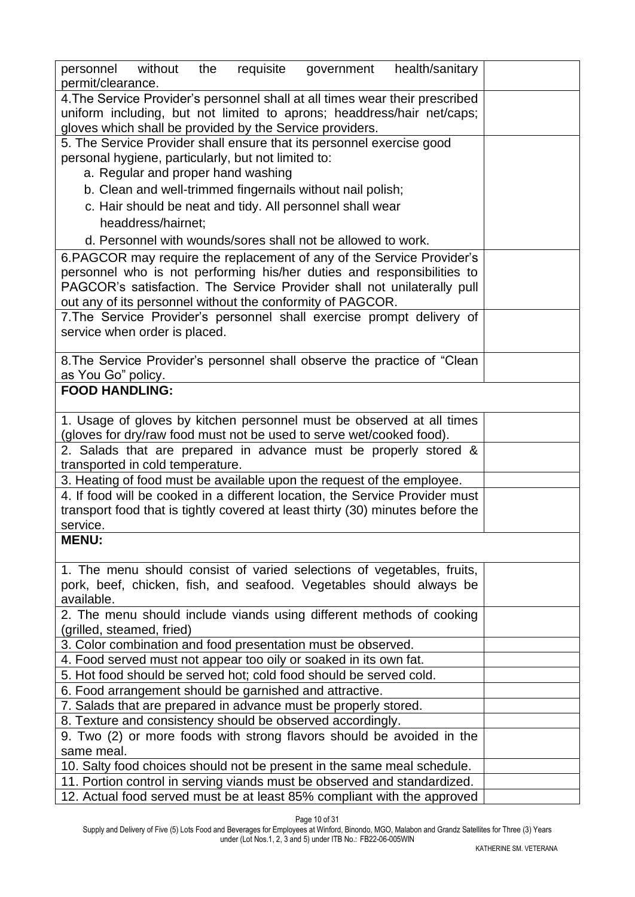| | |
|---|---|
| personnel without the requisite government health/sanitary permit/clearance. | |
| 4.The Service Provider's personnel shall at all times wear their prescribed uniform including, but not limited to aprons; headdress/hair net/caps; gloves which shall be provided by the Service providers. | |
| 5. The Service Provider shall ensure that its personnel exercise good personal hygiene, particularly, but not limited to:<br>a. Regular and proper hand washing<br>b. Clean and well-trimmed fingernails without nail polish;<br>c. Hair should be neat and tidy. All personnel shall wear headdress/hairnet;<br>d. Personnel with wounds/sores shall not be allowed to work. | |
| 6.PAGCOR may require the replacement of any of the Service Provider's personnel who is not performing his/her duties and responsibilities to PAGCOR's satisfaction. The Service Provider shall not unilaterally pull out any of its personnel without the conformity of PAGCOR. | |
| 7.The Service Provider's personnel shall exercise prompt delivery of service when order is placed. | |
| 8.The Service Provider's personnel shall observe the practice of "Clean as You Go" policy. | |
| **FOOD HANDLING:** | |
| 1. Usage of gloves by kitchen personnel must be observed at all times (gloves for dry/raw food must not be used to serve wet/cooked food). | |
| 2. Salads that are prepared in advance must be properly stored & transported in cold temperature. | |
| 3. Heating of food must be available upon the request of the employee. | |
| 4. If food will be cooked in a different location, the Service Provider must transport food that is tightly covered at least thirty (30) minutes before the service. | |
| **MENU:** | |
| 1. The menu should consist of varied selections of vegetables, fruits, pork, beef, chicken, fish, and seafood. Vegetables should always be available. | |
| 2. The menu should include viands using different methods of cooking (grilled, steamed, fried) | |
| 3. Color combination and food presentation must be observed. | |
| 4. Food served must not appear too oily or soaked in its own fat. | |
| 5. Hot food should be served hot; cold food should be served cold. | |
| 6. Food arrangement should be garnished and attractive. | |
| 7. Salads that are prepared in advance must be properly stored. | |
| 8. Texture and consistency should be observed accordingly. | |
| 9. Two (2) or more foods with strong flavors should be avoided in the same meal. | |
| 10. Salty food choices should not be present in the same meal schedule. | |
| 11. Portion control in serving viands must be observed and standardized. | |
| 12. Actual food served must be at least 85% compliant with the approved | |

Supply and Delivery of Five (5) Lots Food and Beverages for Employees at Winford, Binondo, MGO, Malabon and Grandz Satellites for Three (3) Years under (Lot Nos.1, 2, 3 and 5) under ITB No.: FB22-06-005WIN

KATHERINE SM. VETERANA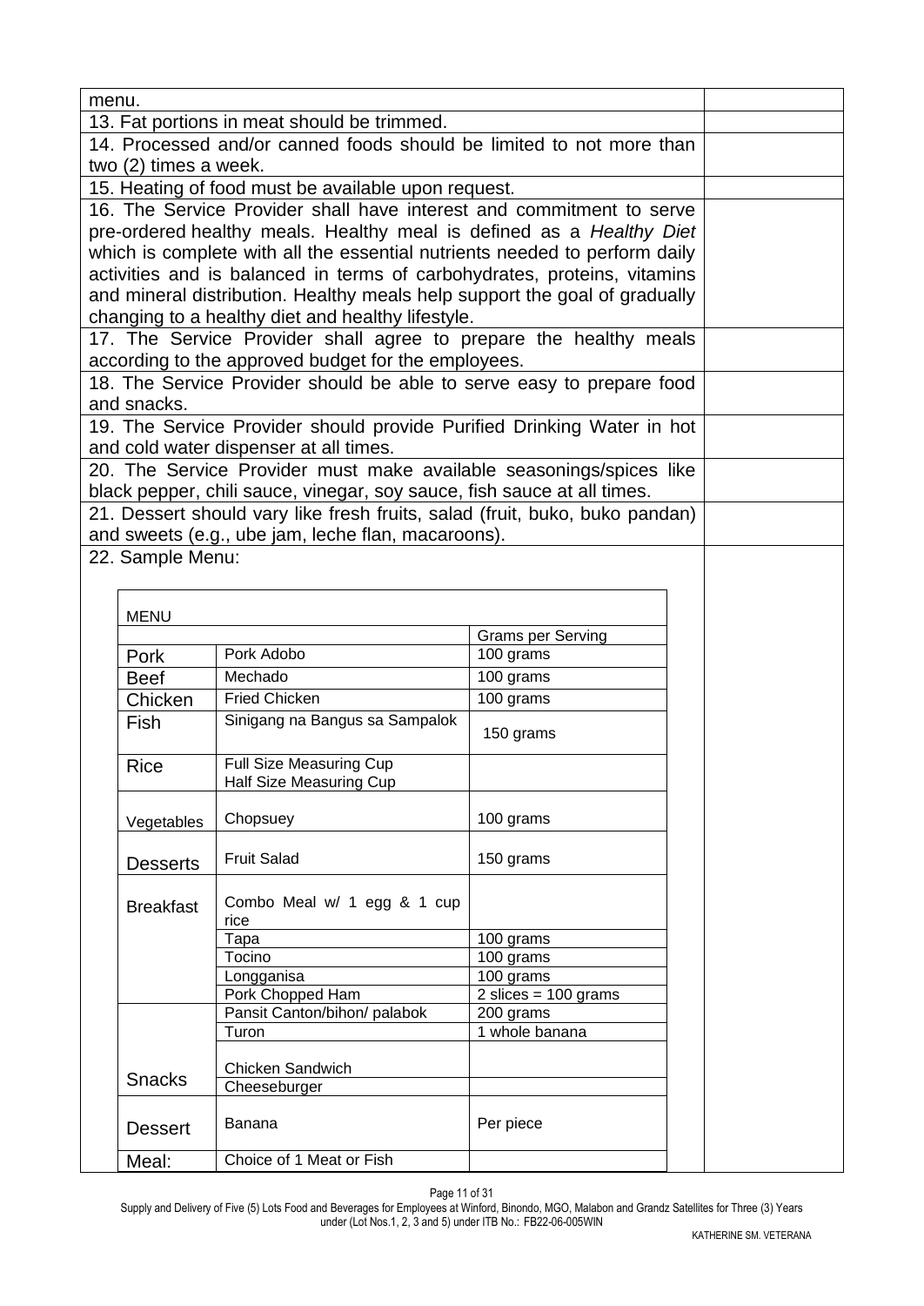| | |
|---|---|
| menu. | |
| 13. Fat portions in meat should be trimmed. | |
| 14. Processed and/or canned foods should be limited to not more than two (2) times a week. | |
| 15. Heating of food must be available upon request. | |
| 16. The Service Provider shall have interest and commitment to serve pre-ordered healthy meals. Healthy meal is defined as a *Healthy Diet* which is complete with all the essential nutrients needed to perform daily activities and is balanced in terms of carbohydrates, proteins, vitamins and mineral distribution. Healthy meals help support the goal of gradually changing to a healthy diet and healthy lifestyle. | |
| 17. The Service Provider shall agree to prepare the healthy meals according to the approved budget for the employees. | |
| 18. The Service Provider should be able to serve easy to prepare food and snacks. | |
| 19. The Service Provider should provide Purified Drinking Water in hot and cold water dispenser at all times. | |
| 20. The Service Provider must make available seasonings/spices like black pepper, chili sauce, vinegar, soy sauce, fish sauce at all times. | |
| 21. Dessert should vary like fresh fruits, salad (fruit, buko, buko pandan) and sweets (e.g., ube jam, leche flan, macaroons). | |
| 22. Sample Menu: | |

| MENU | | |
|---|---|---|
| | | Grams per Serving |
| Pork | Pork Adobo | 100 grams |
| Beef | Mechado | 100 grams |
| Chicken | Fried Chicken | 100 grams |
| Fish | Sinigang na Bangus sa Sampalok | 150 grams |
| Rice | Full Size Measuring Cup<br>Half Size Measuring Cup | |
| Vegetables | Chopsuey | 100 grams |
| Desserts | Fruit Salad | 150 grams |
| Breakfast | Combo Meal w/ 1 egg & 1 cup rice | |
| | Tapa | 100 grams |
| | Tocino | 100 grams |
| | Longganisa | 100 grams |
| | Pork Chopped Ham | 2 slices = 100 grams |
| Snacks | Pansit Canton/bihon/ palabok | 200 grams |
| | Turon | 1 whole banana |
| | Chicken Sandwich | |
| | Cheeseburger | |
| Dessert | Banana | Per piece |
| Meal: | Choice of 1 Meat or Fish | |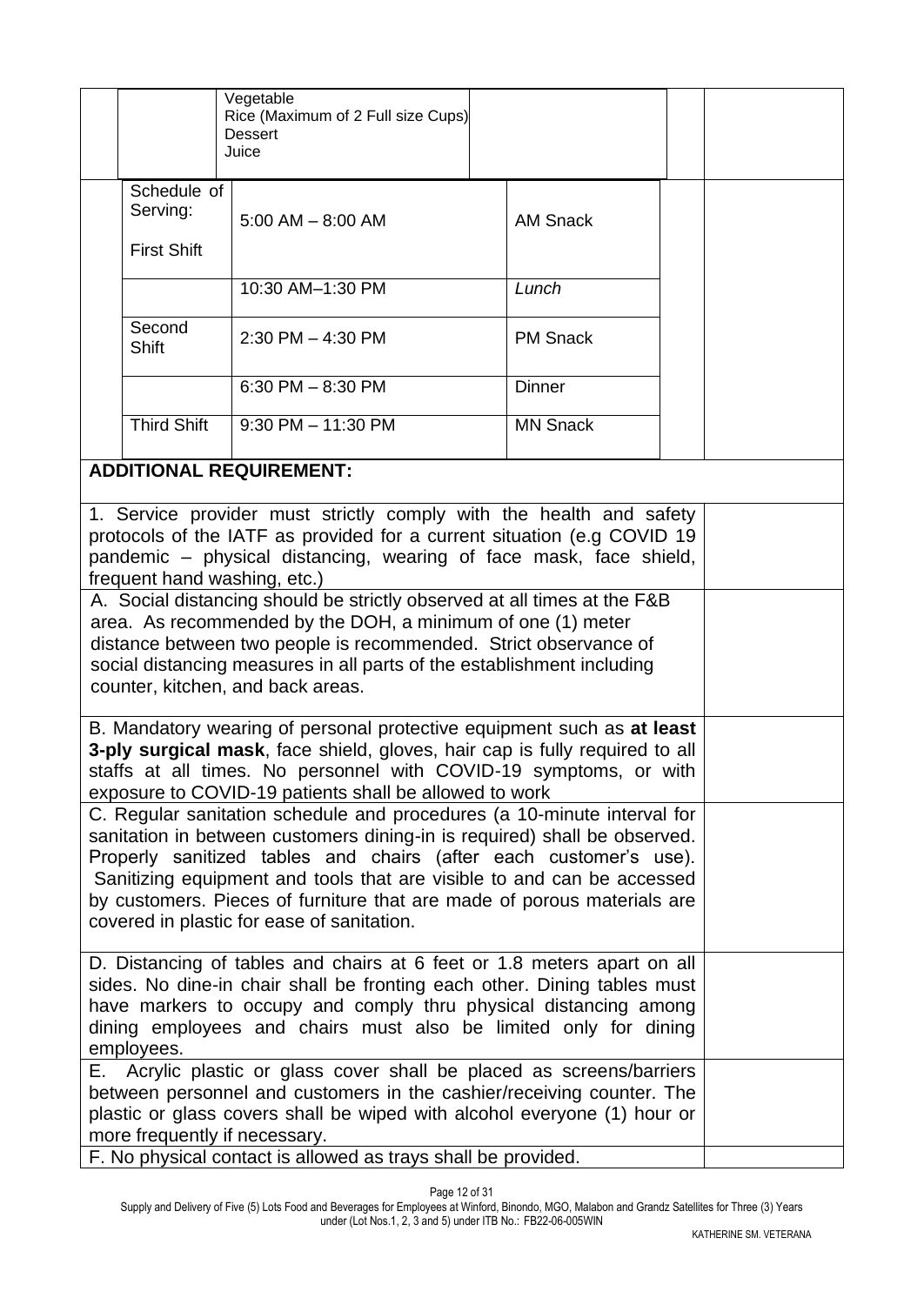| | | | | | |
|---|---|---|---|---|---|
| | | Vegetable<br>Rice (Maximum of 2 Full size Cups)<br>Dessert<br>Juice | | | |
| | Schedule of Serving:<br><br>First Shift | 5:00 AM – 8:00 AM | AM Snack | | |
| | | 10:30 AM–1:30 PM | *Lunch* | | |
| | Second Shift | 2:30 PM – 4:30 PM | PM Snack | | |
| | | 6:30 PM – 8:30 PM | Dinner | | |
| | Third Shift | 9:30 PM – 11:30 PM | MN Snack | | |

| | |
|---|---|
| **ADDITIONAL REQUIREMENT:** | |
| 1. Service provider must strictly comply with the health and safety protocols of the IATF as provided for a current situation (e.g COVID 19 pandemic – physical distancing, wearing of face mask, face shield, frequent hand washing, etc.) | |
| A. Social distancing should be strictly observed at all times at the F&B area. As recommended by the DOH, a minimum of one (1) meter distance between two people is recommended. Strict observance of social distancing measures in all parts of the establishment including counter, kitchen, and back areas. | |
| B. Mandatory wearing of personal protective equipment such as **at least 3-ply surgical mask**, face shield, gloves, hair cap is fully required to all staffs at all times. No personnel with COVID-19 symptoms, or with exposure to COVID-19 patients shall be allowed to work | |
| C. Regular sanitation schedule and procedures (a 10-minute interval for sanitation in between customers dining-in is required) shall be observed. Properly sanitized tables and chairs (after each customer's use). Sanitizing equipment and tools that are visible to and can be accessed by customers. Pieces of furniture that are made of porous materials are covered in plastic for ease of sanitation. | |
| D. Distancing of tables and chairs at 6 feet or 1.8 meters apart on all sides. No dine-in chair shall be fronting each other. Dining tables must have markers to occupy and comply thru physical distancing among dining employees and chairs must also be limited only for dining employees. | |
| E. Acrylic plastic or glass cover shall be placed as screens/barriers between personnel and customers in the cashier/receiving counter. The plastic or glass covers shall be wiped with alcohol everyone (1) hour or more frequently if necessary. | |
| F. No physical contact is allowed as trays shall be provided. | |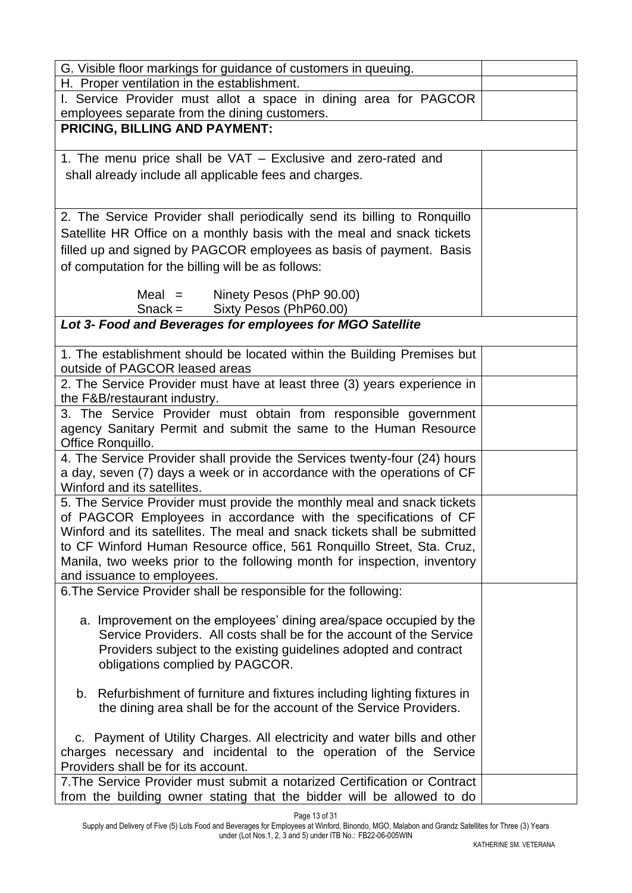| | |
|---|---|
| G. Visible floor markings for guidance of customers in queuing. | |
| H. Proper ventilation in the establishment. | |
| I. Service Provider must allot a space in dining area for PAGCOR employees separate from the dining customers. | |
| **PRICING, BILLING AND PAYMENT:** | |
| 1. The menu price shall be VAT – Exclusive and zero-rated and shall already include all applicable fees and charges. | |
| 2. The Service Provider shall periodically send its billing to Ronquillo Satellite HR Office on a monthly basis with the meal and snack tickets filled up and signed by PAGCOR employees as basis of payment. Basis of computation for the billing will be as follows:<br><br>Meal = Ninety Pesos (PhP 90.00)<br>Snack = Sixty Pesos (PhP60.00) | |
| ***Lot 3- Food and Beverages for employees for MGO Satellite*** | |
| 1. The establishment should be located within the Building Premises but outside of PAGCOR leased areas | |
| 2. The Service Provider must have at least three (3) years experience in the F&B/restaurant industry. | |
| 3. The Service Provider must obtain from responsible government agency Sanitary Permit and submit the same to the Human Resource Office Ronquillo. | |
| 4. The Service Provider shall provide the Services twenty-four (24) hours a day, seven (7) days a week or in accordance with the operations of CF Winford and its satellites. | |
| 5. The Service Provider must provide the monthly meal and snack tickets of PAGCOR Employees in accordance with the specifications of CF Winford and its satellites. The meal and snack tickets shall be submitted to CF Winford Human Resource office, 561 Ronquillo Street, Sta. Cruz, Manila, two weeks prior to the following month for inspection, inventory and issuance to employees. | |
| 6.The Service Provider shall be responsible for the following:<br><br>a. Improvement on the employees' dining area/space occupied by the Service Providers. All costs shall be for the account of the Service Providers subject to the existing guidelines adopted and contract obligations complied by PAGCOR.<br><br>b. Refurbishment of furniture and fixtures including lighting fixtures in the dining area shall be for the account of the Service Providers.<br><br>c. Payment of Utility Charges. All electricity and water bills and other charges necessary and incidental to the operation of the Service Providers shall be for its account. | |
| 7.The Service Provider must submit a notarized Certification or Contract from the building owner stating that the bidder will be allowed to do | |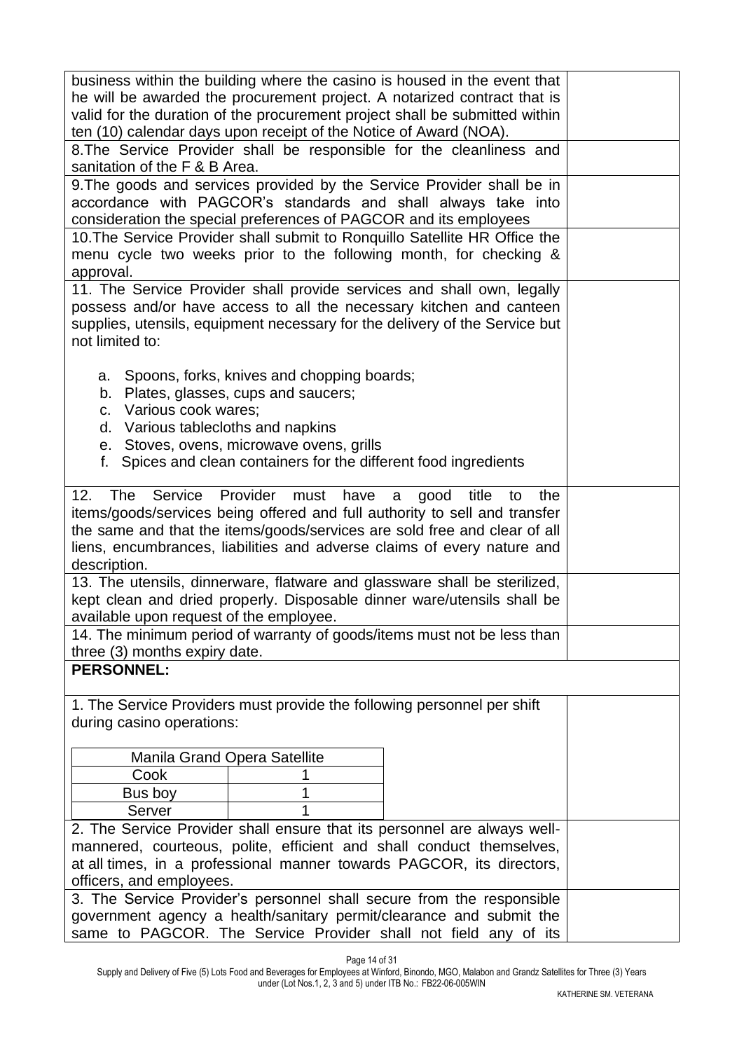| | |
|---|---|
| business within the building where the casino is housed in the event that he will be awarded the procurement project. A notarized contract that is valid for the duration of the procurement project shall be submitted within ten (10) calendar days upon receipt of the Notice of Award (NOA). | |
| 8.The Service Provider shall be responsible for the cleanliness and sanitation of the F & B Area. | |
| 9.The goods and services provided by the Service Provider shall be in accordance with PAGCOR's standards and shall always take into consideration the special preferences of PAGCOR and its employees | |
| 10.The Service Provider shall submit to Ronquillo Satellite HR Office the menu cycle two weeks prior to the following month, for checking & approval. | |
| 11. The Service Provider shall provide services and shall own, legally possess and/or have access to all the necessary kitchen and canteen supplies, utensils, equipment necessary for the delivery of the Service but not limited to:<br><br>a. Spoons, forks, knives and chopping boards;<br>b. Plates, glasses, cups and saucers;<br>c. Various cook wares;<br>d. Various tablecloths and napkins<br>e. Stoves, ovens, microwave ovens, grills<br>f. Spices and clean containers for the different food ingredients | |
| 12. The Service Provider must have a good title to the items/goods/services being offered and full authority to sell and transfer the same and that the items/goods/services are sold free and clear of all liens, encumbrances, liabilities and adverse claims of every nature and description. | |
| 13. The utensils, dinnerware, flatware and glassware shall be sterilized, kept clean and dried properly. Disposable dinner ware/utensils shall be available upon request of the employee. | |
| 14. The minimum period of warranty of goods/items must not be less than three (3) months expiry date. | |
| **PERSONNEL:** | |
| 1. The Service Providers must provide the following personnel per shift during casino operations:<br><br>Manila Grand Opera Satellite<br>Cook: 1<br>Bus boy: 1<br>Server: 1 | |
| 2. The Service Provider shall ensure that its personnel are always well-mannered, courteous, polite, efficient and shall conduct themselves, at all times, in a professional manner towards PAGCOR, its directors, officers, and employees. | |
| 3. The Service Provider's personnel shall secure from the responsible government agency a health/sanitary permit/clearance and submit the same to PAGCOR. The Service Provider shall not field any of its | |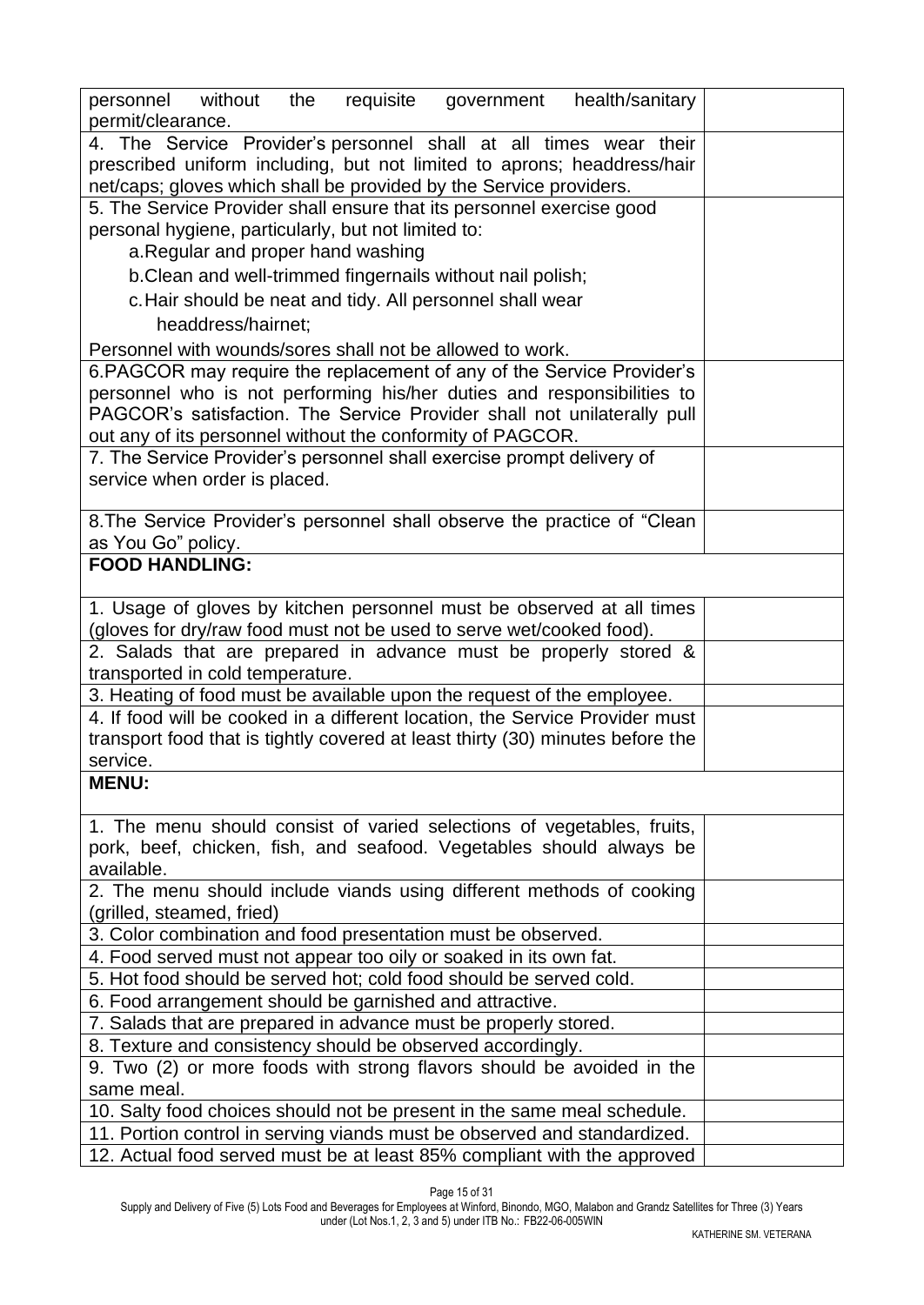| | |
|---|---|
| personnel without the requisite government health/sanitary permit/clearance. | |
| 4. The Service Provider's personnel shall at all times wear their prescribed uniform including, but not limited to aprons; headdress/hair net/caps; gloves which shall be provided by the Service providers. | |
| 5. The Service Provider shall ensure that its personnel exercise good personal hygiene, particularly, but not limited to:<br>a. Regular and proper hand washing<br>b. Clean and well-trimmed fingernails without nail polish;<br>c. Hair should be neat and tidy. All personnel shall wear headdress/hairnet;<br>Personnel with wounds/sores shall not be allowed to work. | |
| 6. PAGCOR may require the replacement of any of the Service Provider's personnel who is not performing his/her duties and responsibilities to PAGCOR's satisfaction. The Service Provider shall not unilaterally pull out any of its personnel without the conformity of PAGCOR. | |
| 7. The Service Provider's personnel shall exercise prompt delivery of service when order is placed. | |
| 8. The Service Provider's personnel shall observe the practice of "Clean as You Go" policy. | |
| **FOOD HANDLING:** | |
| 1. Usage of gloves by kitchen personnel must be observed at all times (gloves for dry/raw food must not be used to serve wet/cooked food). | |
| 2. Salads that are prepared in advance must be properly stored & transported in cold temperature. | |
| 3. Heating of food must be available upon the request of the employee. | |
| 4. If food will be cooked in a different location, the Service Provider must transport food that is tightly covered at least thirty (30) minutes before the service. | |
| **MENU:** | |
| 1. The menu should consist of varied selections of vegetables, fruits, pork, beef, chicken, fish, and seafood. Vegetables should always be available. | |
| 2. The menu should include viands using different methods of cooking (grilled, steamed, fried) | |
| 3. Color combination and food presentation must be observed. | |
| 4. Food served must not appear too oily or soaked in its own fat. | |
| 5. Hot food should be served hot; cold food should be served cold. | |
| 6. Food arrangement should be garnished and attractive. | |
| 7. Salads that are prepared in advance must be properly stored. | |
| 8. Texture and consistency should be observed accordingly. | |
| 9. Two (2) or more foods with strong flavors should be avoided in the same meal. | |
| 10. Salty food choices should not be present in the same meal schedule. | |
| 11. Portion control in serving viands must be observed and standardized. | |
| 12. Actual food served must be at least 85% compliant with the approved | |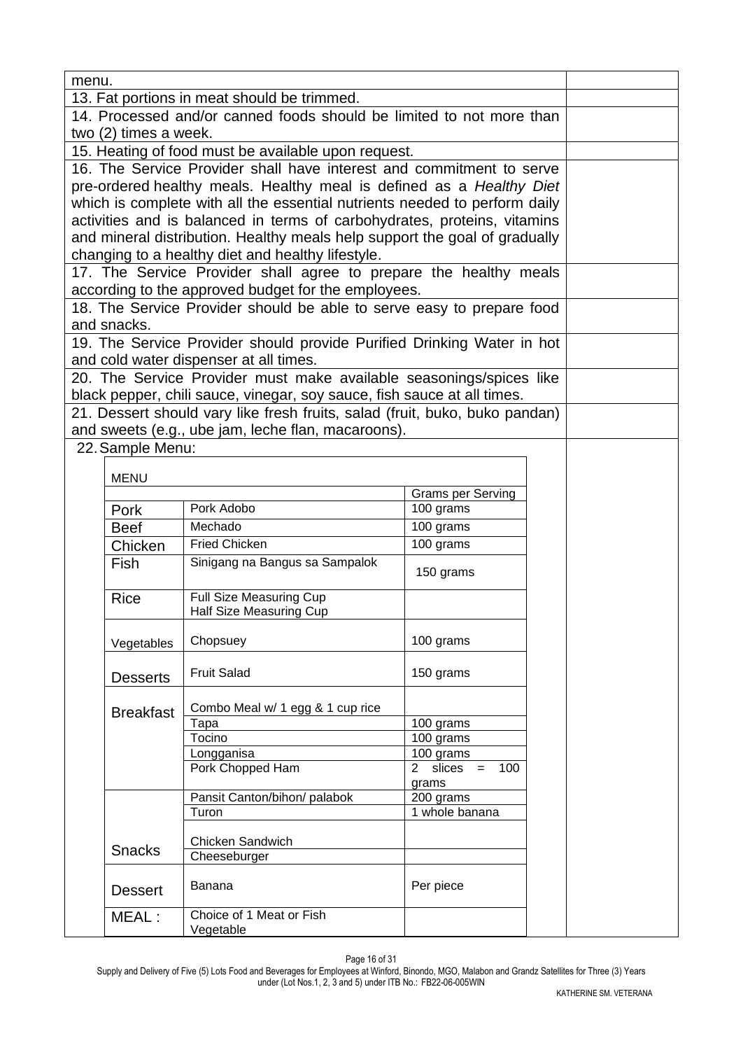| | |
|---|---|
| menu. | |
| 13. Fat portions in meat should be trimmed. | |
| 14. Processed and/or canned foods should be limited to not more than two (2) times a week. | |
| 15. Heating of food must be available upon request. | |
| 16. The Service Provider shall have interest and commitment to serve pre-ordered healthy meals. Healthy meal is defined as a *Healthy Diet* which is complete with all the essential nutrients needed to perform daily activities and is balanced in terms of carbohydrates, proteins, vitamins and mineral distribution. Healthy meals help support the goal of gradually changing to a healthy diet and healthy lifestyle. | |
| 17. The Service Provider shall agree to prepare the healthy meals according to the approved budget for the employees. | |
| 18. The Service Provider should be able to serve easy to prepare food and snacks. | |
| 19. The Service Provider should provide Purified Drinking Water in hot and cold water dispenser at all times. | |
| 20. The Service Provider must make available seasonings/spices like black pepper, chili sauce, vinegar, soy sauce, fish sauce at all times. | |
| 21. Dessert should vary like fresh fruits, salad (fruit, buko, buko pandan) and sweets (e.g., ube jam, leche flan, macaroons). | |
| 22. Sample Menu: | |

| MENU | | |
|---|---|---|
| | | Grams per Serving |
| Pork | Pork Adobo | 100 grams |
| Beef | Mechado | 100 grams |
| Chicken | Fried Chicken | 100 grams |
| Fish | Sinigang na Bangus sa Sampalok | 150 grams |
| Rice | Full Size Measuring Cup<br>Half Size Measuring Cup | |
| Vegetables | Chopsuey | 100 grams |
| Desserts | Fruit Salad | 150 grams |
| Breakfast | Combo Meal w/ 1 egg & 1 cup rice | |
| | Tapa | 100 grams |
| | Tocino | 100 grams |
| | Longganisa | 100 grams |
| | Pork Chopped Ham | 2 slices = 100 grams |
| Snacks | Pansit Canton/bihon/ palabok | 200 grams |
| | Turon | 1 whole banana |
| | Chicken Sandwich | |
| | Cheeseburger | |
| Dessert | Banana | Per piece |
| MEAL : | Choice of 1 Meat or Fish<br>Vegetable | |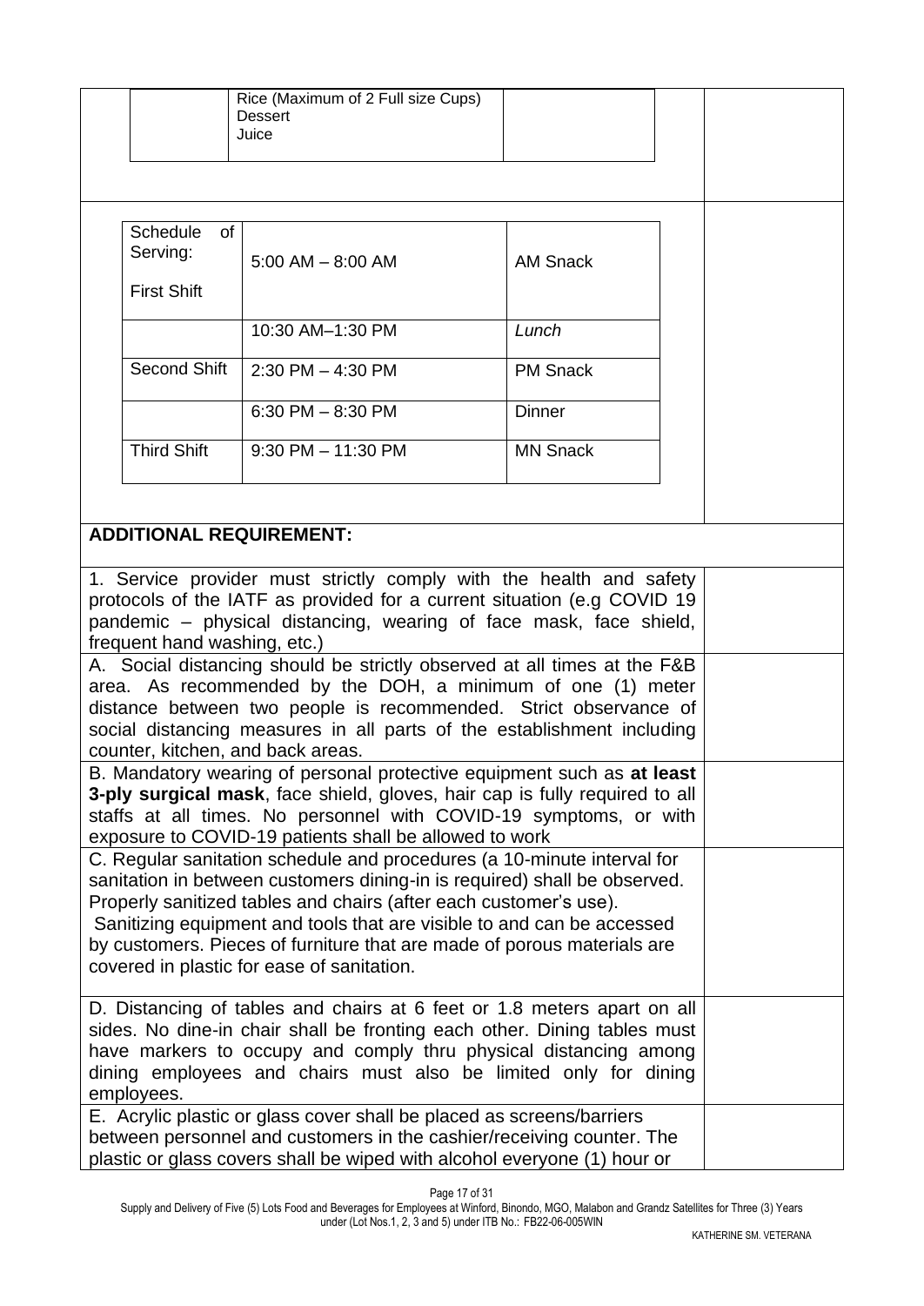| | Rice (Maximum of 2 Full size Cups)<br>Dessert<br>Juice | |
|---|---|---|

| Schedule of Serving:<br><br>First Shift | 5:00 AM – 8:00 AM | AM Snack |
|---|---|---|
| | 10:30 AM–1:30 PM | *Lunch* |
| Second Shift | 2:30 PM – 4:30 PM | PM Snack |
| | 6:30 PM – 8:30 PM | Dinner |
| Third Shift | 9:30 PM – 11:30 PM | MN Snack |

| **ADDITIONAL REQUIREMENT:** | |
|---|---|
| 1. Service provider must strictly comply with the health and safety protocols of the IATF as provided for a current situation (e.g COVID 19 pandemic – physical distancing, wearing of face mask, face shield, frequent hand washing, etc.) | |
| A. Social distancing should be strictly observed at all times at the F&B area. As recommended by the DOH, a minimum of one (1) meter distance between two people is recommended. Strict observance of social distancing measures in all parts of the establishment including counter, kitchen, and back areas. | |
| B. Mandatory wearing of personal protective equipment such as **at least 3-ply surgical mask**, face shield, gloves, hair cap is fully required to all staffs at all times. No personnel with COVID-19 symptoms, or with exposure to COVID-19 patients shall be allowed to work | |
| C. Regular sanitation schedule and procedures (a 10-minute interval for sanitation in between customers dining-in is required) shall be observed. Properly sanitized tables and chairs (after each customer's use). Sanitizing equipment and tools that are visible to and can be accessed by customers. Pieces of furniture that are made of porous materials are covered in plastic for ease of sanitation. | |
| D. Distancing of tables and chairs at 6 feet or 1.8 meters apart on all sides. No dine-in chair shall be fronting each other. Dining tables must have markers to occupy and comply thru physical distancing among dining employees and chairs must also be limited only for dining employees. | |
| E. Acrylic plastic or glass cover shall be placed as screens/barriers between personnel and customers in the cashier/receiving counter. The plastic or glass covers shall be wiped with alcohol everyone (1) hour or | |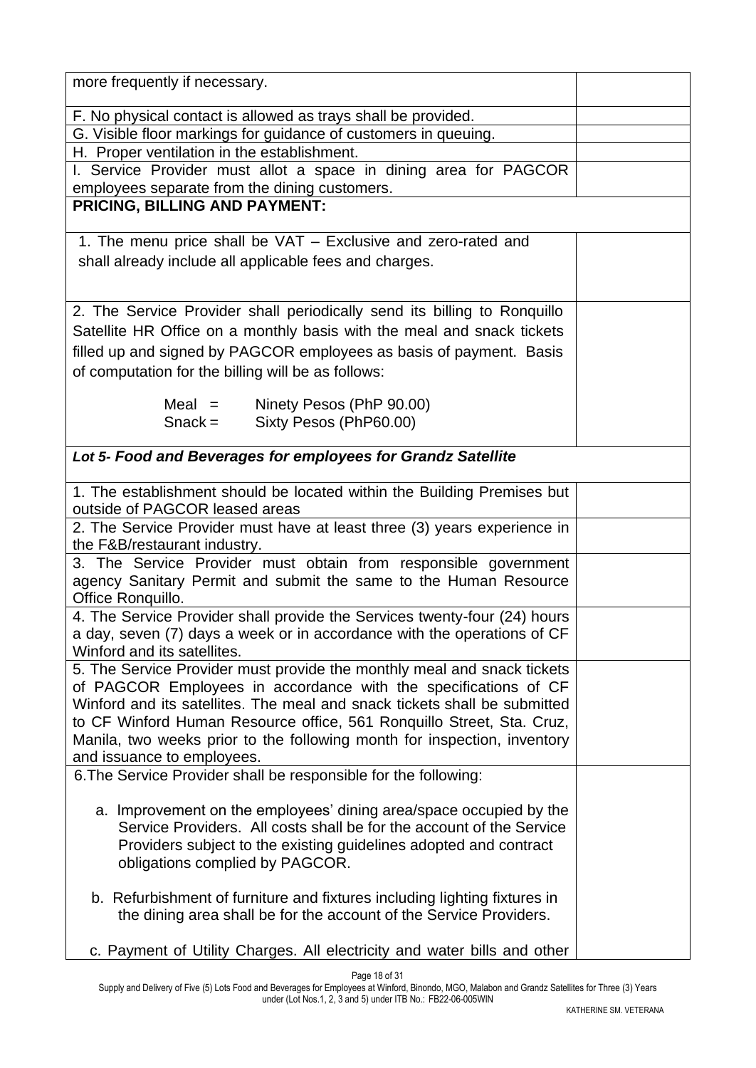| | |
|---|---|
| more frequently if necessary. | |
| F. No physical contact is allowed as trays shall be provided. | |
| G. Visible floor markings for guidance of customers in queuing. | |
| H. Proper ventilation in the establishment. | |
| I. Service Provider must allot a space in dining area for PAGCOR employees separate from the dining customers. | |
| **PRICING, BILLING AND PAYMENT:** | |
| 1. The menu price shall be VAT – Exclusive and zero-rated and shall already include all applicable fees and charges. | |
| 2. The Service Provider shall periodically send its billing to Ronquillo Satellite HR Office on a monthly basis with the meal and snack tickets filled up and signed by PAGCOR employees as basis of payment. Basis of computation for the billing will be as follows:<br><br>Meal = Ninety Pesos (PhP 90.00)<br>Snack = Sixty Pesos (PhP60.00) | |
| ***Lot 5- Food and Beverages for employees for Grandz Satellite*** | |
| 1. The establishment should be located within the Building Premises but outside of PAGCOR leased areas | |
| 2. The Service Provider must have at least three (3) years experience in the F&B/restaurant industry. | |
| 3. The Service Provider must obtain from responsible government agency Sanitary Permit and submit the same to the Human Resource Office Ronquillo. | |
| 4. The Service Provider shall provide the Services twenty-four (24) hours a day, seven (7) days a week or in accordance with the operations of CF Winford and its satellites. | |
| 5. The Service Provider must provide the monthly meal and snack tickets of PAGCOR Employees in accordance with the specifications of CF Winford and its satellites. The meal and snack tickets shall be submitted to CF Winford Human Resource office, 561 Ronquillo Street, Sta. Cruz, Manila, two weeks prior to the following month for inspection, inventory and issuance to employees. | |
| 6.The Service Provider shall be responsible for the following:<br><br>a. Improvement on the employees' dining area/space occupied by the Service Providers. All costs shall be for the account of the Service Providers subject to the existing guidelines adopted and contract obligations complied by PAGCOR.<br><br>b. Refurbishment of furniture and fixtures including lighting fixtures in the dining area shall be for the account of the Service Providers.<br><br>c. Payment of Utility Charges. All electricity and water bills and other | |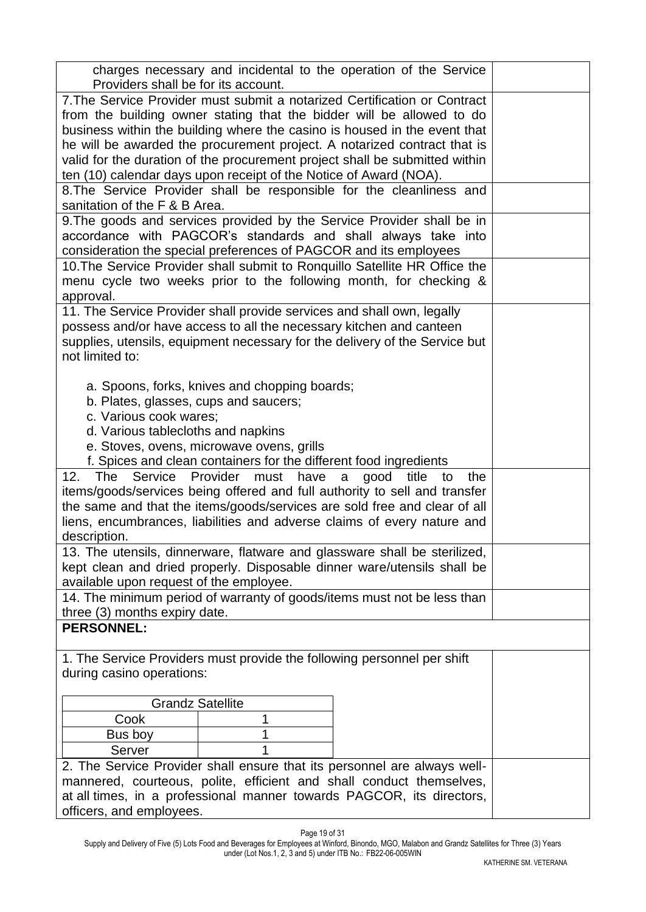| | |
|---|---|
| charges necessary and incidental to the operation of the Service Providers shall be for its account. | |
| 7.The Service Provider must submit a notarized Certification or Contract from the building owner stating that the bidder will be allowed to do business within the building where the casino is housed in the event that he will be awarded the procurement project. A notarized contract that is valid for the duration of the procurement project shall be submitted within ten (10) calendar days upon receipt of the Notice of Award (NOA). | |
| 8.The Service Provider shall be responsible for the cleanliness and sanitation of the F & B Area. | |
| 9.The goods and services provided by the Service Provider shall be in accordance with PAGCOR's standards and shall always take into consideration the special preferences of PAGCOR and its employees | |
| 10.The Service Provider shall submit to Ronquillo Satellite HR Office the menu cycle two weeks prior to the following month, for checking & approval. | |
| 11. The Service Provider shall provide services and shall own, legally possess and/or have access to all the necessary kitchen and canteen supplies, utensils, equipment necessary for the delivery of the Service but not limited to:<br><br>a. Spoons, forks, knives and chopping boards;<br>b. Plates, glasses, cups and saucers;<br>c. Various cook wares;<br>d. Various tablecloths and napkins<br>e. Stoves, ovens, microwave ovens, grills<br>f. Spices and clean containers for the different food ingredients | |
| 12. The Service Provider must have a good title to the items/goods/services being offered and full authority to sell and transfer the same and that the items/goods/services are sold free and clear of all liens, encumbrances, liabilities and adverse claims of every nature and description. | |
| 13. The utensils, dinnerware, flatware and glassware shall be sterilized, kept clean and dried properly. Disposable dinner ware/utensils shall be available upon request of the employee. | |
| 14. The minimum period of warranty of goods/items must not be less than three (3) months expiry date. | |
| **PERSONNEL:** | |
| 1. The Service Providers must provide the following personnel per shift during casino operations: | |
| 2. The Service Provider shall ensure that its personnel are always well-mannered, courteous, polite, efficient and shall conduct themselves, at all times, in a professional manner towards PAGCOR, its directors, officers, and employees. | |

| Grandz Satellite | |
|---|---|
| Cook | 1 |
| Bus boy | 1 |
| Server | 1 |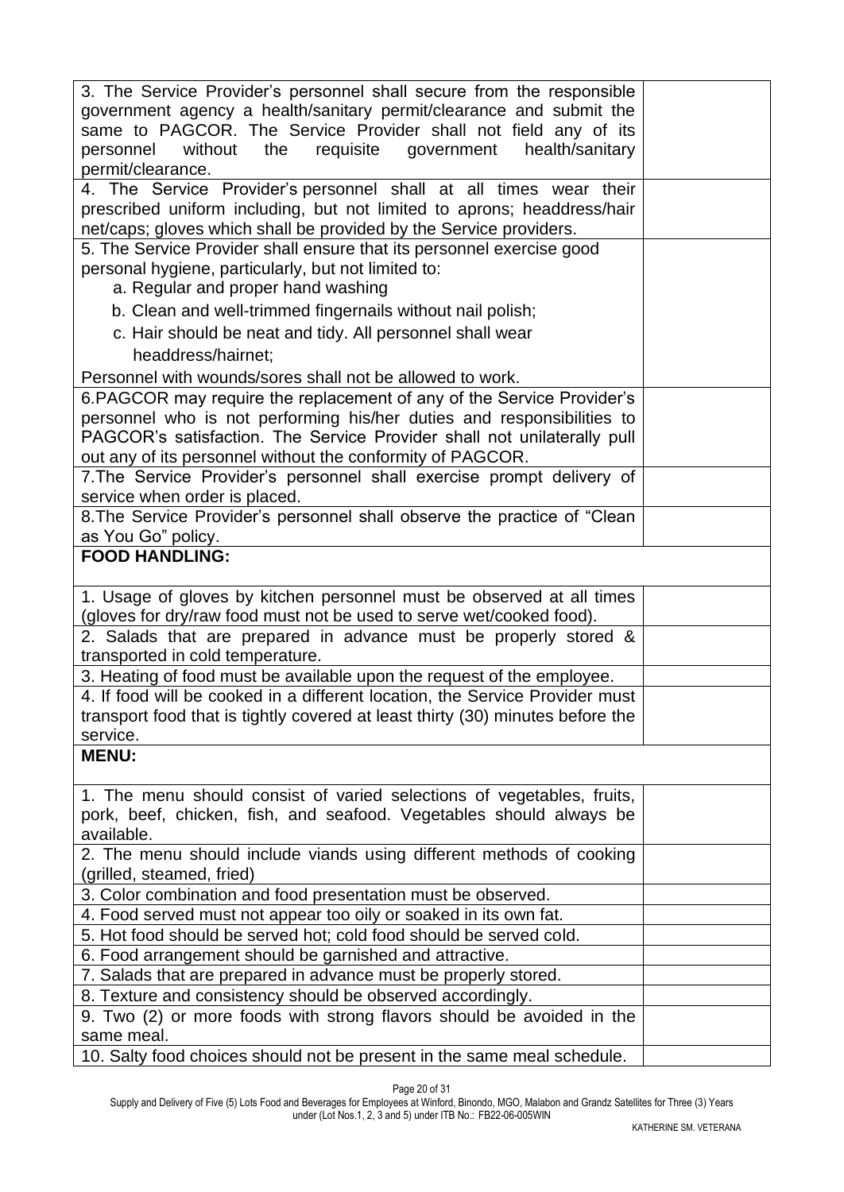| | |
|---|---|
| 3. The Service Provider's personnel shall secure from the responsible government agency a health/sanitary permit/clearance and submit the same to PAGCOR. The Service Provider shall not field any of its personnel without the requisite government health/sanitary permit/clearance. | |
| 4. The Service Provider's personnel shall at all times wear their prescribed uniform including, but not limited to aprons; headdress/hair net/caps; gloves which shall be provided by the Service providers. | |
| 5. The Service Provider shall ensure that its personnel exercise good personal hygiene, particularly, but not limited to:<br>a. Regular and proper hand washing<br>b. Clean and well-trimmed fingernails without nail polish;<br>c. Hair should be neat and tidy. All personnel shall wear headdress/hairnet;<br>Personnel with wounds/sores shall not be allowed to work. | |
| 6.PAGCOR may require the replacement of any of the Service Provider's personnel who is not performing his/her duties and responsibilities to PAGCOR's satisfaction. The Service Provider shall not unilaterally pull out any of its personnel without the conformity of PAGCOR. | |
| 7.The Service Provider's personnel shall exercise prompt delivery of service when order is placed. | |
| 8.The Service Provider's personnel shall observe the practice of "Clean as You Go" policy. | |
| **FOOD HANDLING:** | |
| 1. Usage of gloves by kitchen personnel must be observed at all times (gloves for dry/raw food must not be used to serve wet/cooked food). | |
| 2. Salads that are prepared in advance must be properly stored & transported in cold temperature. | |
| 3. Heating of food must be available upon the request of the employee. | |
| 4. If food will be cooked in a different location, the Service Provider must transport food that is tightly covered at least thirty (30) minutes before the service. | |
| **MENU:** | |
| 1. The menu should consist of varied selections of vegetables, fruits, pork, beef, chicken, fish, and seafood. Vegetables should always be available. | |
| 2. The menu should include viands using different methods of cooking (grilled, steamed, fried) | |
| 3. Color combination and food presentation must be observed. | |
| 4. Food served must not appear too oily or soaked in its own fat. | |
| 5. Hot food should be served hot; cold food should be served cold. | |
| 6. Food arrangement should be garnished and attractive. | |
| 7. Salads that are prepared in advance must be properly stored. | |
| 8. Texture and consistency should be observed accordingly. | |
| 9. Two (2) or more foods with strong flavors should be avoided in the same meal. | |
| 10. Salty food choices should not be present in the same meal schedule. | |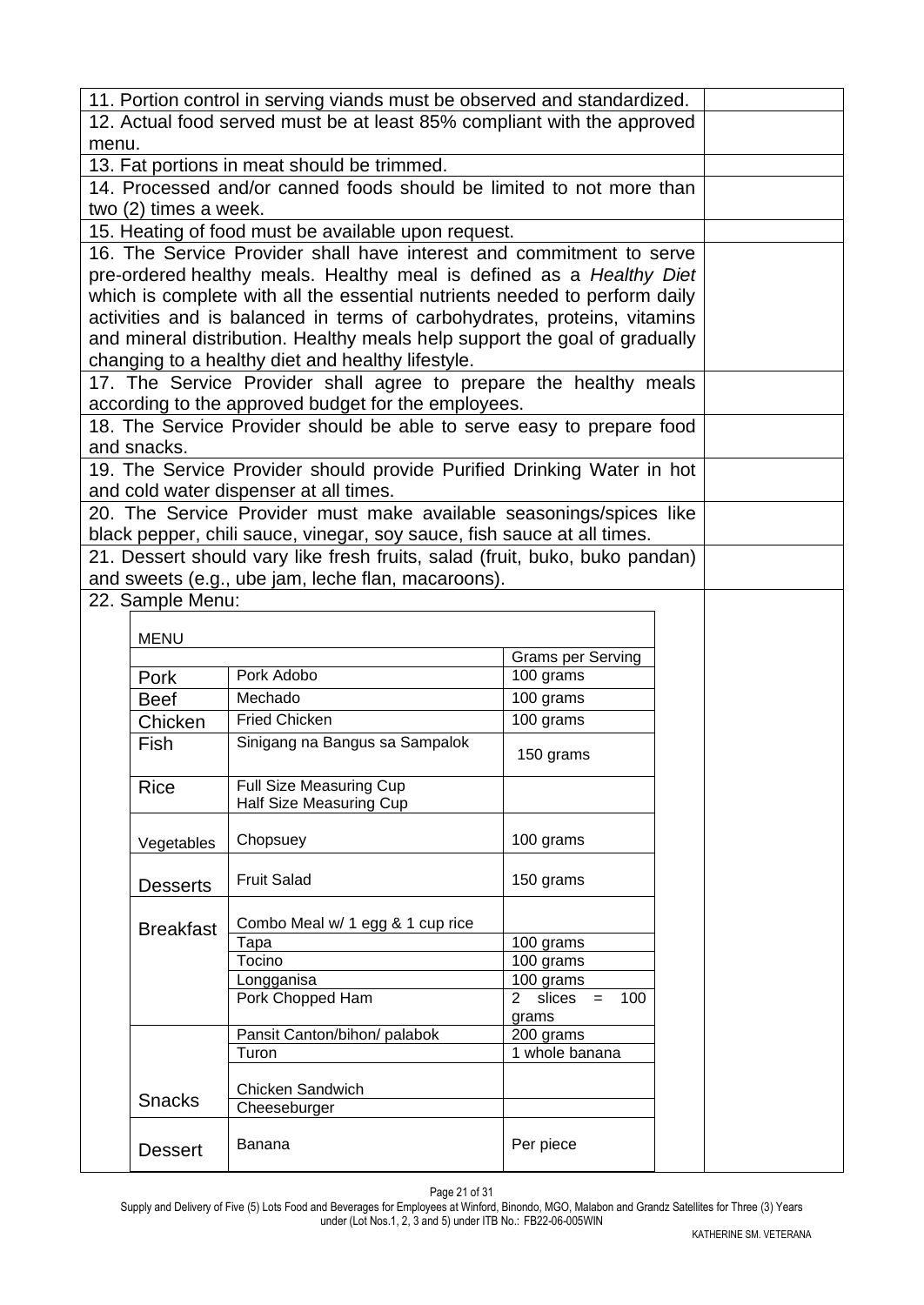| | |
|---|---|
| 11. Portion control in serving viands must be observed and standardized. | |
| 12. Actual food served must be at least 85% compliant with the approved menu. | |
| 13. Fat portions in meat should be trimmed. | |
| 14. Processed and/or canned foods should be limited to not more than two (2) times a week. | |
| 15. Heating of food must be available upon request. | |
| 16. The Service Provider shall have interest and commitment to serve pre-ordered healthy meals. Healthy meal is defined as a *Healthy Diet* which is complete with all the essential nutrients needed to perform daily activities and is balanced in terms of carbohydrates, proteins, vitamins and mineral distribution. Healthy meals help support the goal of gradually changing to a healthy diet and healthy lifestyle. | |
| 17. The Service Provider shall agree to prepare the healthy meals according to the approved budget for the employees. | |
| 18. The Service Provider should be able to serve easy to prepare food and snacks. | |
| 19. The Service Provider should provide Purified Drinking Water in hot and cold water dispenser at all times. | |
| 20. The Service Provider must make available seasonings/spices like black pepper, chili sauce, vinegar, soy sauce, fish sauce at all times. | |
| 21. Dessert should vary like fresh fruits, salad (fruit, buko, buko pandan) and sweets (e.g., ube jam, leche flan, macaroons). | |
| 22. Sample Menu: | |

| MENU | | |
|---|---|---|
| | | Grams per Serving |
| Pork | Pork Adobo | 100 grams |
| Beef | Mechado | 100 grams |
| Chicken | Fried Chicken | 100 grams |
| Fish | Sinigang na Bangus sa Sampalok | 150 grams |
| Rice | Full Size Measuring Cup<br>Half Size Measuring Cup | |
| Vegetables | Chopsuey | 100 grams |
| Desserts | Fruit Salad | 150 grams |
| Breakfast | Combo Meal w/ 1 egg & 1 cup rice | |
| | Tapa | 100 grams |
| | Tocino | 100 grams |
| | Longganisa | 100 grams |
| | Pork Chopped Ham | 2 slices = 100 grams |
| Snacks | Pansit Canton/bihon/ palabok | 200 grams |
| | Turon | 1 whole banana |
| | Chicken Sandwich | |
| | Cheeseburger | |
| Dessert | Banana | Per piece |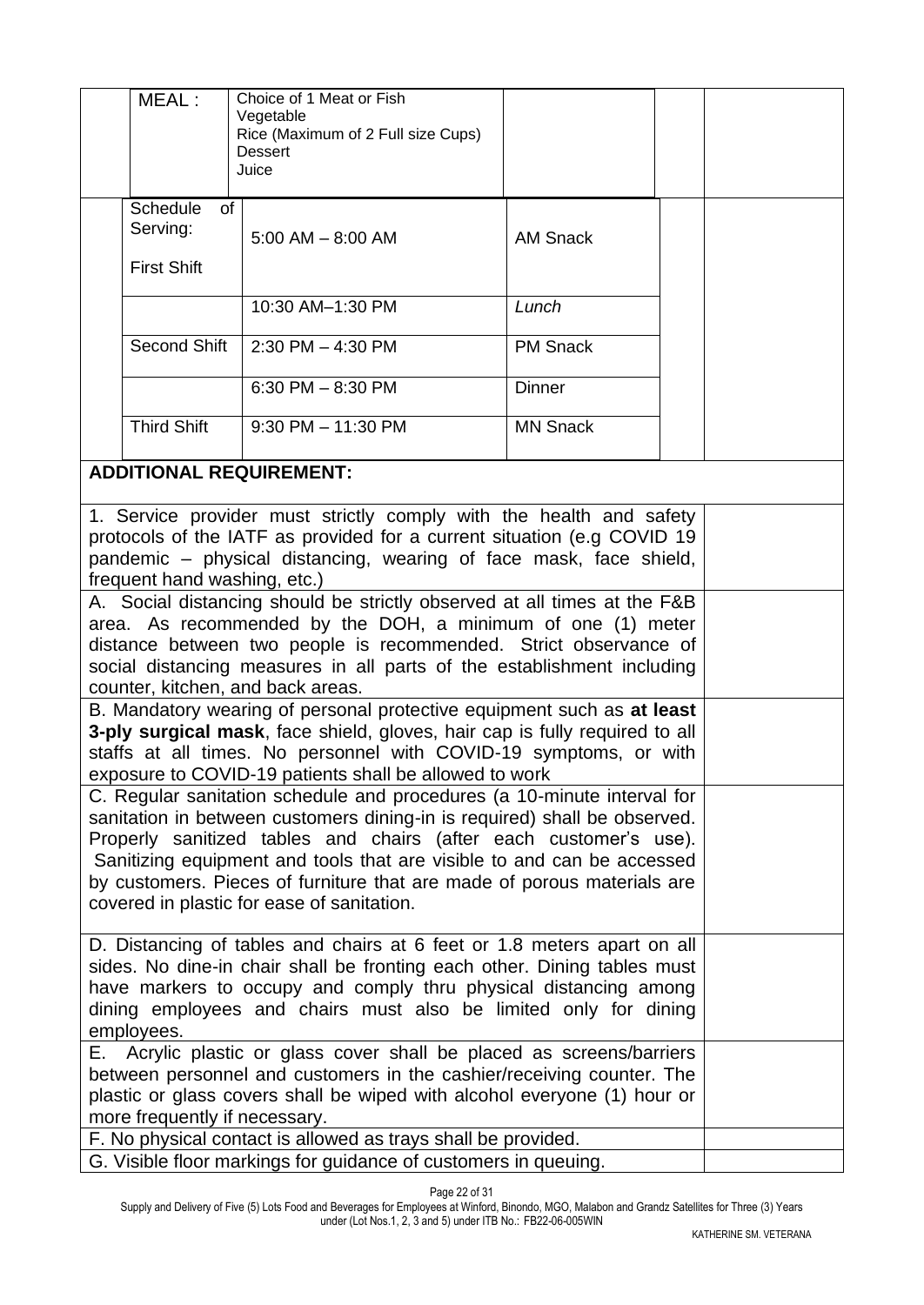| | | | | |
|---|---|---|---|---|
| MEAL : | Choice of 1 Meat or Fish<br>Vegetable<br>Rice (Maximum of 2 Full size Cups)<br>Dessert<br>Juice | | | |
| Schedule of Serving:<br><br>First Shift | 5:00 AM – 8:00 AM | AM Snack | | |
| | 10:30 AM–1:30 PM | *Lunch* | | |
| Second Shift | 2:30 PM – 4:30 PM | PM Snack | | |
| | 6:30 PM – 8:30 PM | Dinner | | |
| Third Shift | 9:30 PM – 11:30 PM | MN Snack | | |

**ADDITIONAL REQUIREMENT:**

| | |
|---|---|
| 1. Service provider must strictly comply with the health and safety protocols of the IATF as provided for a current situation (e.g COVID 19 pandemic – physical distancing, wearing of face mask, face shield, frequent hand washing, etc.) | |
| A. Social distancing should be strictly observed at all times at the F&B area. As recommended by the DOH, a minimum of one (1) meter distance between two people is recommended. Strict observance of social distancing measures in all parts of the establishment including counter, kitchen, and back areas. | |
| B. Mandatory wearing of personal protective equipment such as **at least 3-ply surgical mask**, face shield, gloves, hair cap is fully required to all staffs at all times. No personnel with COVID-19 symptoms, or with exposure to COVID-19 patients shall be allowed to work | |
| C. Regular sanitation schedule and procedures (a 10-minute interval for sanitation in between customers dining-in is required) shall be observed. Properly sanitized tables and chairs (after each customer's use). Sanitizing equipment and tools that are visible to and can be accessed by customers. Pieces of furniture that are made of porous materials are covered in plastic for ease of sanitation. | |
| D. Distancing of tables and chairs at 6 feet or 1.8 meters apart on all sides. No dine-in chair shall be fronting each other. Dining tables must have markers to occupy and comply thru physical distancing among dining employees and chairs must also be limited only for dining employees. | |
| E. Acrylic plastic or glass cover shall be placed as screens/barriers between personnel and customers in the cashier/receiving counter. The plastic or glass covers shall be wiped with alcohol everyone (1) hour or more frequently if necessary. | |
| F. No physical contact is allowed as trays shall be provided. | |
| G. Visible floor markings for guidance of customers in queuing. | |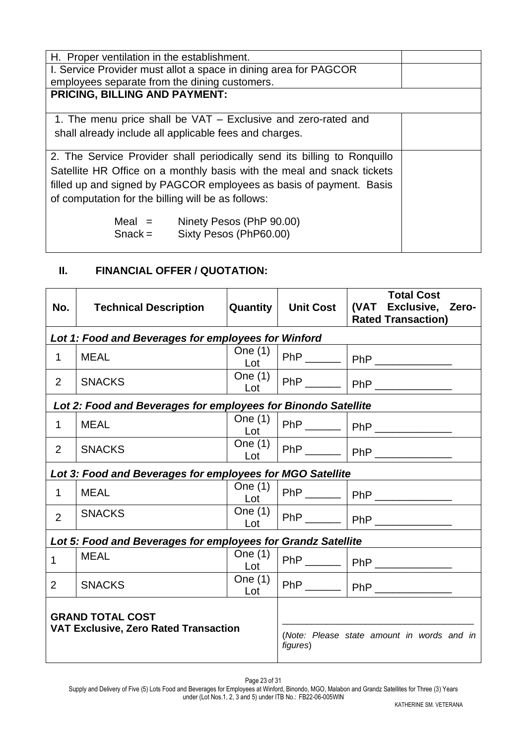| | |
|---|---|
| H. Proper ventilation in the establishment. | |
| I. Service Provider must allot a space in dining area for PAGCOR employees separate from the dining customers. | |
| **PRICING, BILLING AND PAYMENT:** | |
| 1. The menu price shall be VAT – Exclusive and zero-rated and shall already include all applicable fees and charges. | |
| 2. The Service Provider shall periodically send its billing to Ronquillo Satellite HR Office on a monthly basis with the meal and snack tickets filled up and signed by PAGCOR employees as basis of payment. Basis of computation for the billing will be as follows:<br><br>Meal = Ninety Pesos (PhP 90.00)<br>Snack = Sixty Pesos (PhP60.00) | |

## II. FINANCIAL OFFER / QUOTATION:

| No. | Technical Description | Quantity | Unit Cost | Total Cost (VAT Exclusive, Zero-Rated Transaction) |
|---|---|---|---|---|
| ***Lot 1: Food and Beverages for employees for Winford*** | | | | |
| 1 | MEAL | One (1) Lot | PhP ______ | PhP _____________ |
| 2 | SNACKS | One (1) Lot | PhP ______ | PhP _____________ |
| ***Lot 2: Food and Beverages for employees for Binondo Satellite*** | | | | |
| 1 | MEAL | One (1) Lot | PhP ______ | PhP _____________ |
| 2 | SNACKS | One (1) Lot | PhP ______ | PhP _____________ |
| ***Lot 3: Food and Beverages for employees for MGO Satellite*** | | | | |
| 1 | MEAL | One (1) Lot | PhP ______ | PhP _____________ |
| 2 | SNACKS | One (1) Lot | PhP ______ | PhP _____________ |
| ***Lot 5: Food and Beverages for employees for Grandz Satellite*** | | | | |
| 1 | MEAL | One (1) Lot | PhP ______ | PhP _____________ |
| 2 | SNACKS | One (1) Lot | PhP ______ | PhP _____________ |
| **GRAND TOTAL COST VAT Exclusive, Zero Rated Transaction** | | | ___________________________________ (*Note: Please state amount in words and in figures*) | |

Supply and Delivery of Five (5) Lots Food and Beverages for Employees at Winford, Binondo, MGO, Malabon and Grandz Satellites for Three (3) Years under (Lot Nos.1, 2, 3 and 5) under ITB No.: FB22-06-005WIN

KATHERINE SM. VETERANA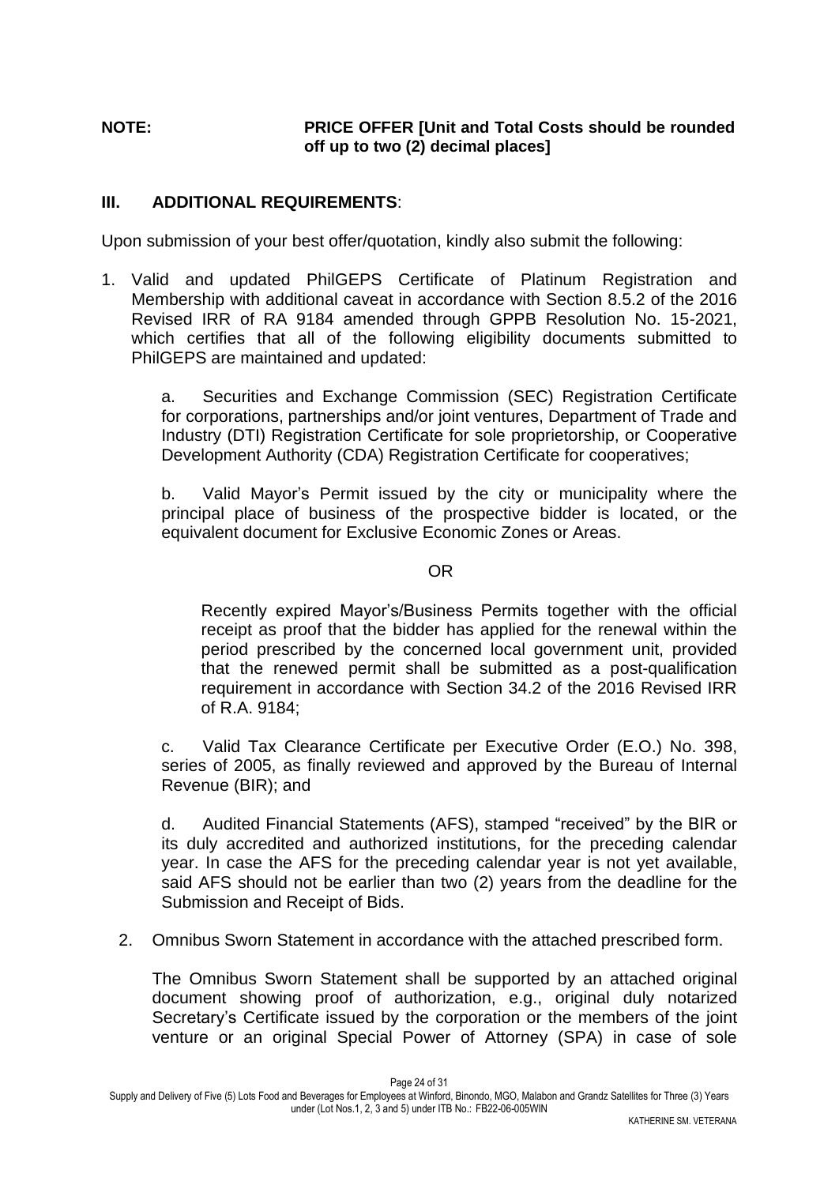**NOTE:** **PRICE OFFER [Unit and Total Costs should be rounded off up to two (2) decimal places]**

## III. ADDITIONAL REQUIREMENTS:

Upon submission of your best offer/quotation, kindly also submit the following:

1. Valid and updated PhilGEPS Certificate of Platinum Registration and Membership with additional caveat in accordance with Section 8.5.2 of the 2016 Revised IRR of RA 9184 amended through GPPB Resolution No. 15-2021, which certifies that all of the following eligibility documents submitted to PhilGEPS are maintained and updated:

   a. Securities and Exchange Commission (SEC) Registration Certificate for corporations, partnerships and/or joint ventures, Department of Trade and Industry (DTI) Registration Certificate for sole proprietorship, or Cooperative Development Authority (CDA) Registration Certificate for cooperatives;

   b. Valid Mayor's Permit issued by the city or municipality where the principal place of business of the prospective bidder is located, or the equivalent document for Exclusive Economic Zones or Areas.

   OR

   Recently expired Mayor's/Business Permits together with the official receipt as proof that the bidder has applied for the renewal within the period prescribed by the concerned local government unit, provided that the renewed permit shall be submitted as a post-qualification requirement in accordance with Section 34.2 of the 2016 Revised IRR of R.A. 9184;

   c. Valid Tax Clearance Certificate per Executive Order (E.O.) No. 398, series of 2005, as finally reviewed and approved by the Bureau of Internal Revenue (BIR); and

   d. Audited Financial Statements (AFS), stamped "received" by the BIR or its duly accredited and authorized institutions, for the preceding calendar year. In case the AFS for the preceding calendar year is not yet available, said AFS should not be earlier than two (2) years from the deadline for the Submission and Receipt of Bids.

2. Omnibus Sworn Statement in accordance with the attached prescribed form.

   The Omnibus Sworn Statement shall be supported by an attached original document showing proof of authorization, e.g., original duly notarized Secretary's Certificate issued by the corporation or the members of the joint venture or an original Special Power of Attorney (SPA) in case of sole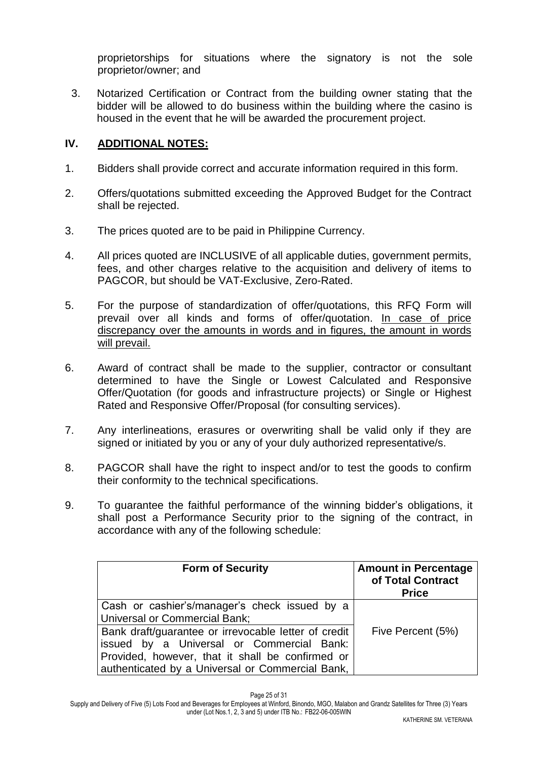proprietorships for situations where the signatory is not the sole proprietor/owner; and

3. Notarized Certification or Contract from the building owner stating that the bidder will be allowed to do business within the building where the casino is housed in the event that he will be awarded the procurement project.

## IV. ADDITIONAL NOTES:

1. Bidders shall provide correct and accurate information required in this form.

2. Offers/quotations submitted exceeding the Approved Budget for the Contract shall be rejected.

3. The prices quoted are to be paid in Philippine Currency.

4. All prices quoted are INCLUSIVE of all applicable duties, government permits, fees, and other charges relative to the acquisition and delivery of items to PAGCOR, but should be VAT-Exclusive, Zero-Rated.

5. For the purpose of standardization of offer/quotations, this RFQ Form will prevail over all kinds and forms of offer/quotation. <u>In case of price discrepancy over the amounts in words and in figures, the amount in words will prevail.</u>

6. Award of contract shall be made to the supplier, contractor or consultant determined to have the Single or Lowest Calculated and Responsive Offer/Quotation (for goods and infrastructure projects) or Single or Highest Rated and Responsive Offer/Proposal (for consulting services).

7. Any interlineations, erasures or overwriting shall be valid only if they are signed or initiated by you or any of your duly authorized representative/s.

8. PAGCOR shall have the right to inspect and/or to test the goods to confirm their conformity to the technical specifications.

9. To guarantee the faithful performance of the winning bidder's obligations, it shall post a Performance Security prior to the signing of the contract, in accordance with any of the following schedule:

| Form of Security | Amount in Percentage of Total Contract Price |
|---|---|
| Cash or cashier's/manager's check issued by a Universal or Commercial Bank; Bank draft/guarantee or irrevocable letter of credit issued by a Universal or Commercial Bank: Provided, however, that it shall be confirmed or authenticated by a Universal or Commercial Bank, | Five Percent (5%) |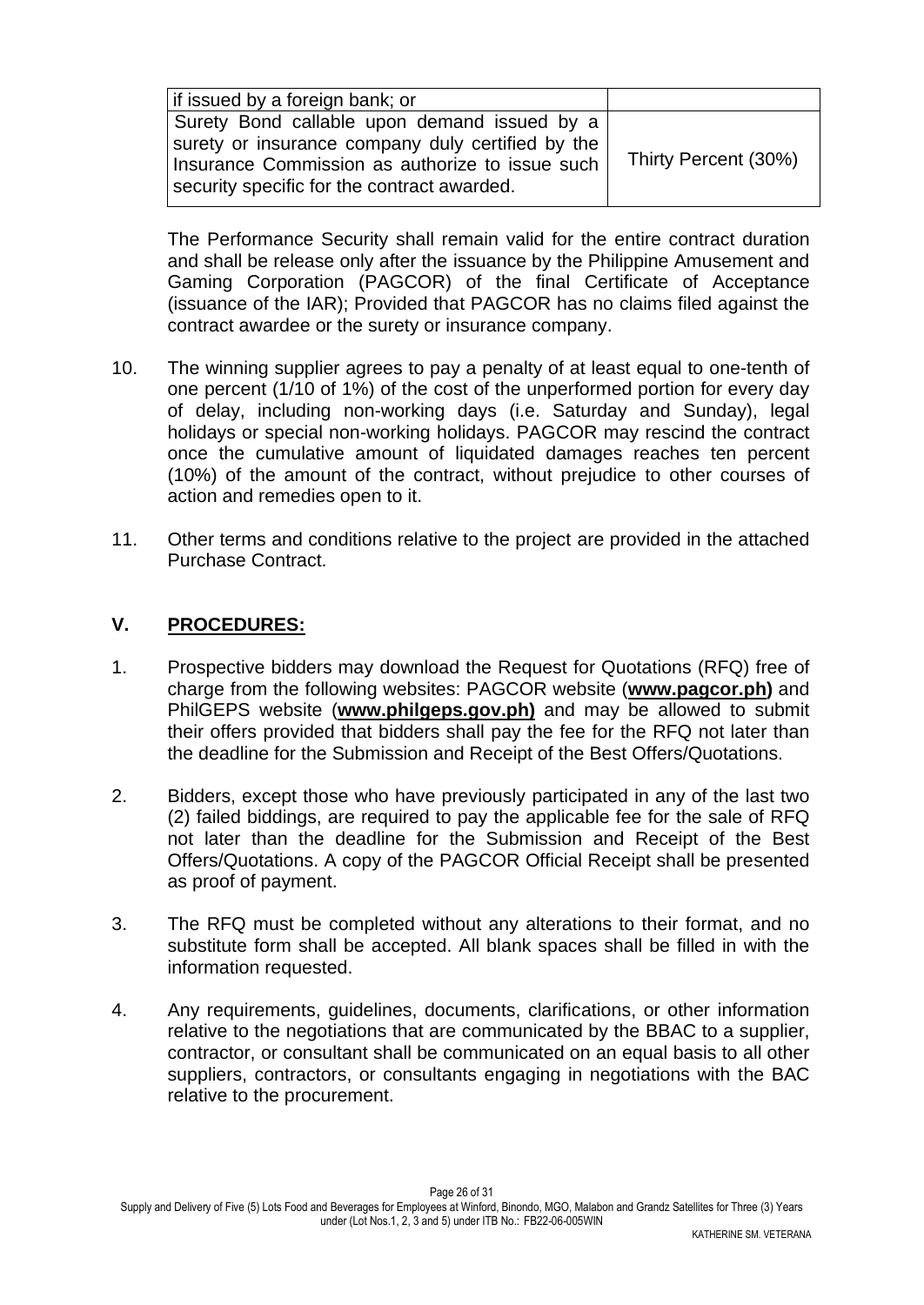| if issued by a foreign bank; or | |
|---|---|
| Surety Bond callable upon demand issued by a surety or insurance company duly certified by the Insurance Commission as authorize to issue such security specific for the contract awarded. | Thirty Percent (30%) |

The Performance Security shall remain valid for the entire contract duration and shall be release only after the issuance by the Philippine Amusement and Gaming Corporation (PAGCOR) of the final Certificate of Acceptance (issuance of the IAR); Provided that PAGCOR has no claims filed against the contract awardee or the surety or insurance company.

10. The winning supplier agrees to pay a penalty of at least equal to one-tenth of one percent (1/10 of 1%) of the cost of the unperformed portion for every day of delay, including non-working days (i.e. Saturday and Sunday), legal holidays or special non-working holidays. PAGCOR may rescind the contract once the cumulative amount of liquidated damages reaches ten percent (10%) of the amount of the contract, without prejudice to other courses of action and remedies open to it.

11. Other terms and conditions relative to the project are provided in the attached Purchase Contract.

## V. PROCEDURES:

1. Prospective bidders may download the Request for Quotations (RFQ) free of charge from the following websites: PAGCOR website (**www.pagcor.ph)** and PhilGEPS website (**www.philgeps.gov.ph)** and may be allowed to submit their offers provided that bidders shall pay the fee for the RFQ not later than the deadline for the Submission and Receipt of the Best Offers/Quotations.

2. Bidders, except those who have previously participated in any of the last two (2) failed biddings, are required to pay the applicable fee for the sale of RFQ not later than the deadline for the Submission and Receipt of the Best Offers/Quotations. A copy of the PAGCOR Official Receipt shall be presented as proof of payment.

3. The RFQ must be completed without any alterations to their format, and no substitute form shall be accepted. All blank spaces shall be filled in with the information requested.

4. Any requirements, guidelines, documents, clarifications, or other information relative to the negotiations that are communicated by the BBAC to a supplier, contractor, or consultant shall be communicated on an equal basis to all other suppliers, contractors, or consultants engaging in negotiations with the BAC relative to the procurement.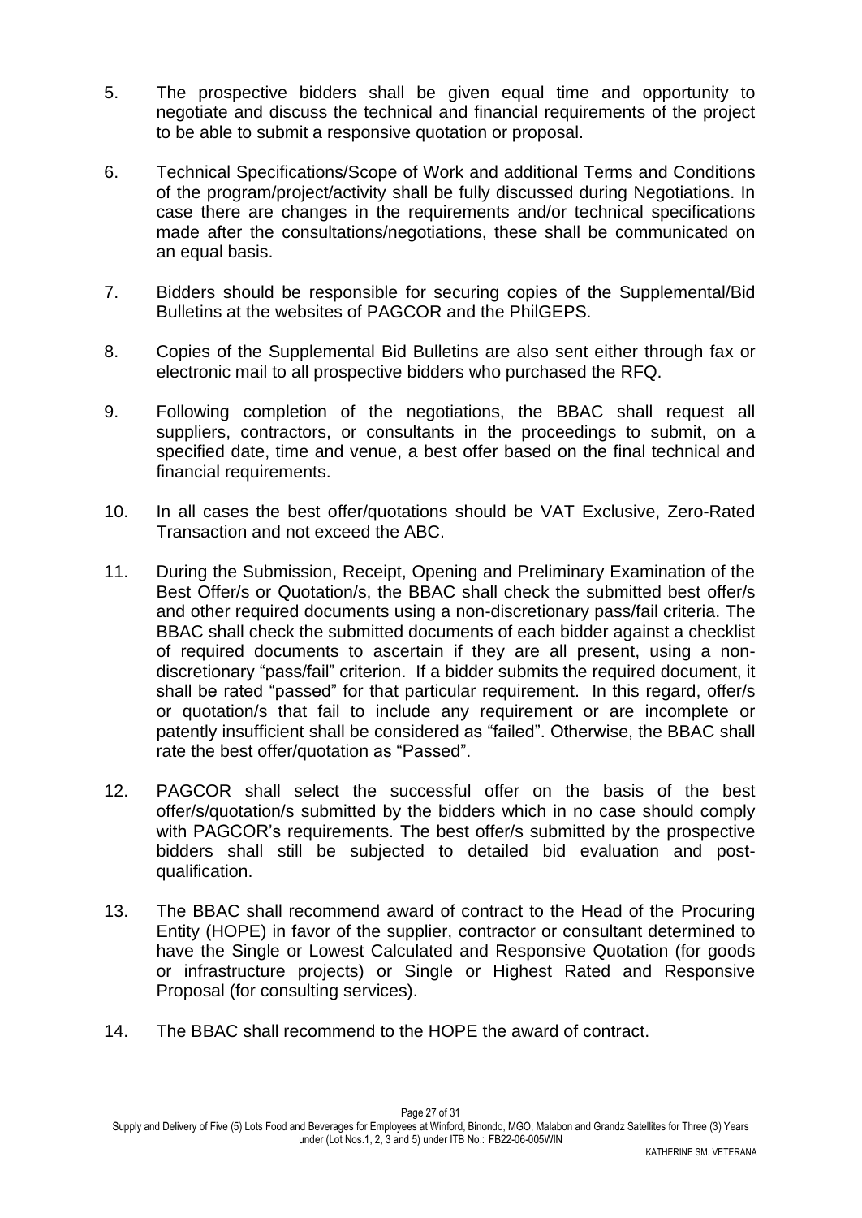5. The prospective bidders shall be given equal time and opportunity to negotiate and discuss the technical and financial requirements of the project to be able to submit a responsive quotation or proposal.

6. Technical Specifications/Scope of Work and additional Terms and Conditions of the program/project/activity shall be fully discussed during Negotiations. In case there are changes in the requirements and/or technical specifications made after the consultations/negotiations, these shall be communicated on an equal basis.

7. Bidders should be responsible for securing copies of the Supplemental/Bid Bulletins at the websites of PAGCOR and the PhilGEPS.

8. Copies of the Supplemental Bid Bulletins are also sent either through fax or electronic mail to all prospective bidders who purchased the RFQ.

9. Following completion of the negotiations, the BBAC shall request all suppliers, contractors, or consultants in the proceedings to submit, on a specified date, time and venue, a best offer based on the final technical and financial requirements.

10. In all cases the best offer/quotations should be VAT Exclusive, Zero-Rated Transaction and not exceed the ABC.

11. During the Submission, Receipt, Opening and Preliminary Examination of the Best Offer/s or Quotation/s, the BBAC shall check the submitted best offer/s and other required documents using a non-discretionary pass/fail criteria. The BBAC shall check the submitted documents of each bidder against a checklist of required documents to ascertain if they are all present, using a non-discretionary "pass/fail" criterion. If a bidder submits the required document, it shall be rated "passed" for that particular requirement. In this regard, offer/s or quotation/s that fail to include any requirement or are incomplete or patently insufficient shall be considered as "failed". Otherwise, the BBAC shall rate the best offer/quotation as "Passed".

12. PAGCOR shall select the successful offer on the basis of the best offer/s/quotation/s submitted by the bidders which in no case should comply with PAGCOR's requirements. The best offer/s submitted by the prospective bidders shall still be subjected to detailed bid evaluation and post-qualification.

13. The BBAC shall recommend award of contract to the Head of the Procuring Entity (HOPE) in favor of the supplier, contractor or consultant determined to have the Single or Lowest Calculated and Responsive Quotation (for goods or infrastructure projects) or Single or Highest Rated and Responsive Proposal (for consulting services).

14. The BBAC shall recommend to the HOPE the award of contract.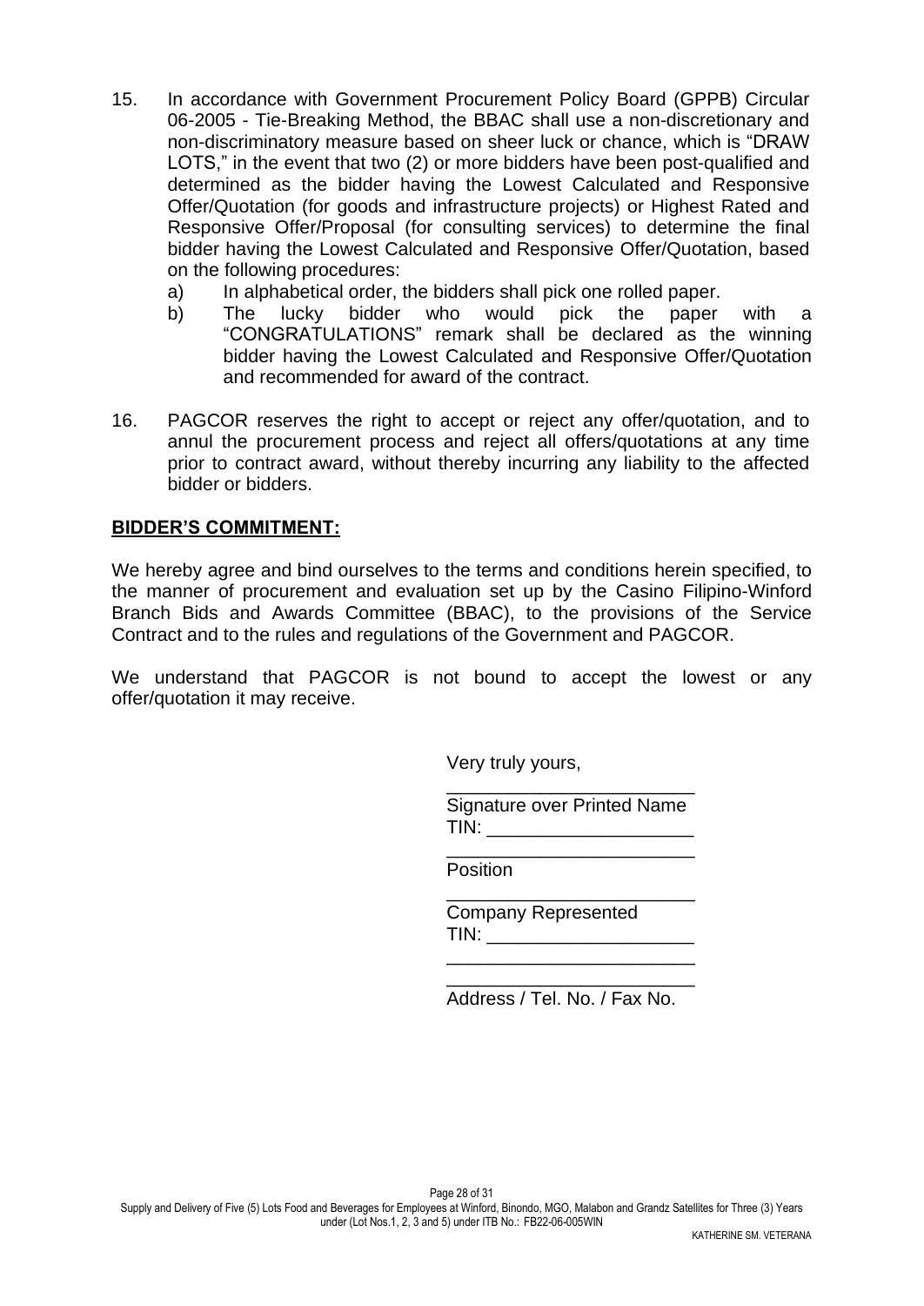15. In accordance with Government Procurement Policy Board (GPPB) Circular 06-2005 - Tie-Breaking Method, the BBAC shall use a non-discretionary and non-discriminatory measure based on sheer luck or chance, which is "DRAW LOTS," in the event that two (2) or more bidders have been post-qualified and determined as the bidder having the Lowest Calculated and Responsive Offer/Quotation (for goods and infrastructure projects) or Highest Rated and Responsive Offer/Proposal (for consulting services) to determine the final bidder having the Lowest Calculated and Responsive Offer/Quotation, based on the following procedures:
    a) In alphabetical order, the bidders shall pick one rolled paper.
    b) The lucky bidder who would pick the paper with a "CONGRATULATIONS" remark shall be declared as the winning bidder having the Lowest Calculated and Responsive Offer/Quotation and recommended for award of the contract.

16. PAGCOR reserves the right to accept or reject any offer/quotation, and to annul the procurement process and reject all offers/quotations at any time prior to contract award, without thereby incurring any liability to the affected bidder or bidders.

**BIDDER'S COMMITMENT:**

We hereby agree and bind ourselves to the terms and conditions herein specified, to the manner of procurement and evaluation set up by the Casino Filipino-Winford Branch Bids and Awards Committee (BBAC), to the provisions of the Service Contract and to the rules and regulations of the Government and PAGCOR.

We understand that PAGCOR is not bound to accept the lowest or any offer/quotation it may receive.

Very truly yours,

________________________
Signature over Printed Name
TIN: ___________________

________________________
Position

________________________
Company Represented
TIN: ___________________

________________________
________________________
Address / Tel. No. / Fax No.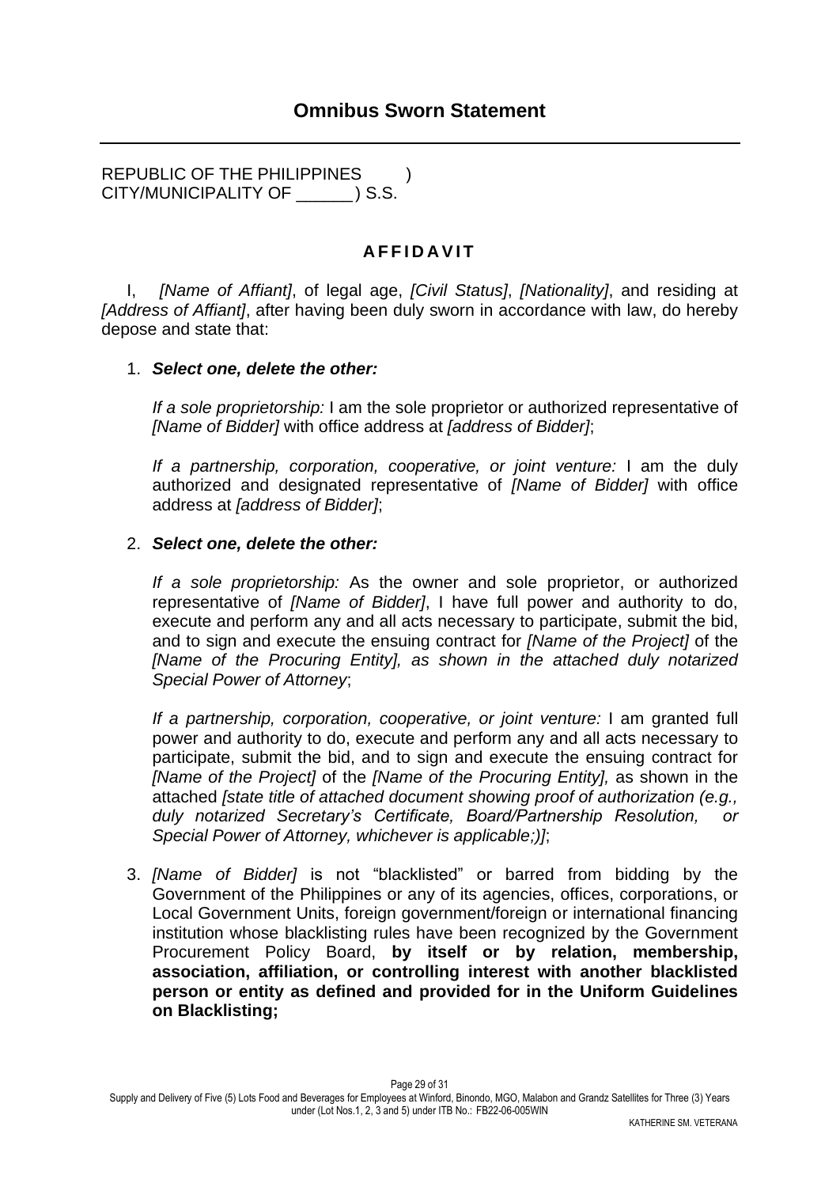## Omnibus Sworn Statement

REPUBLIC OF THE PHILIPPINES )
CITY/MUNICIPALITY OF ______ ) S.S.

### AFFIDAVIT

I, *[Name of Affiant]*, of legal age, *[Civil Status]*, *[Nationality]*, and residing at *[Address of Affiant]*, after having been duly sworn in accordance with law, do hereby depose and state that:

1. ***Select one, delete the other:***

   *If a sole proprietorship:* I am the sole proprietor or authorized representative of *[Name of Bidder]* with office address at *[address of Bidder]*;

   *If a partnership, corporation, cooperative, or joint venture:* I am the duly authorized and designated representative of *[Name of Bidder]* with office address at *[address of Bidder]*;

2. ***Select one, delete the other:***

   *If a sole proprietorship:* As the owner and sole proprietor, or authorized representative of *[Name of Bidder]*, I have full power and authority to do, execute and perform any and all acts necessary to participate, submit the bid, and to sign and execute the ensuing contract for *[Name of the Project]* of the *[Name of the Procuring Entity], as shown in the attached duly notarized Special Power of Attorney*;

   *If a partnership, corporation, cooperative, or joint venture:* I am granted full power and authority to do, execute and perform any and all acts necessary to participate, submit the bid, and to sign and execute the ensuing contract for *[Name of the Project]* of the *[Name of the Procuring Entity],* as shown in the attached *[state title of attached document showing proof of authorization (e.g., duly notarized Secretary's Certificate, Board/Partnership Resolution, or Special Power of Attorney, whichever is applicable;)]*;

3. *[Name of Bidder]* is not "blacklisted" or barred from bidding by the Government of the Philippines or any of its agencies, offices, corporations, or Local Government Units, foreign government/foreign or international financing institution whose blacklisting rules have been recognized by the Government Procurement Policy Board, **by itself or by relation, membership, association, affiliation, or controlling interest with another blacklisted person or entity as defined and provided for in the Uniform Guidelines on Blacklisting;**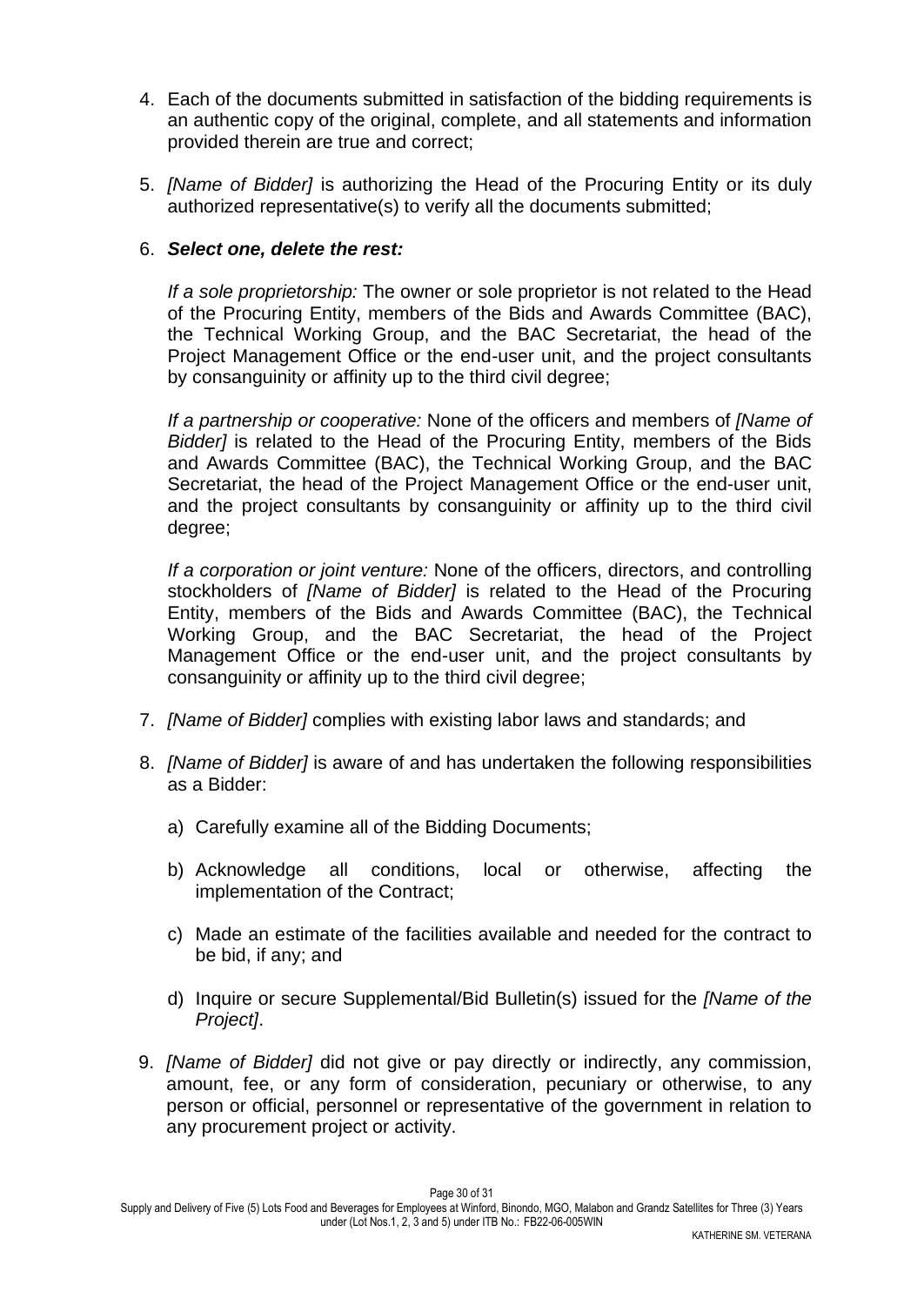4. Each of the documents submitted in satisfaction of the bidding requirements is an authentic copy of the original, complete, and all statements and information provided therein are true and correct;

5. *[Name of Bidder]* is authorizing the Head of the Procuring Entity or its duly authorized representative(s) to verify all the documents submitted;

6. ***Select one, delete the rest:***

   *If a sole proprietorship:* The owner or sole proprietor is not related to the Head of the Procuring Entity, members of the Bids and Awards Committee (BAC), the Technical Working Group, and the BAC Secretariat, the head of the Project Management Office or the end-user unit, and the project consultants by consanguinity or affinity up to the third civil degree;

   *If a partnership or cooperative:* None of the officers and members of *[Name of Bidder]* is related to the Head of the Procuring Entity, members of the Bids and Awards Committee (BAC), the Technical Working Group, and the BAC Secretariat, the head of the Project Management Office or the end-user unit, and the project consultants by consanguinity or affinity up to the third civil degree;

   *If a corporation or joint venture:* None of the officers, directors, and controlling stockholders of *[Name of Bidder]* is related to the Head of the Procuring Entity, members of the Bids and Awards Committee (BAC), the Technical Working Group, and the BAC Secretariat, the head of the Project Management Office or the end-user unit, and the project consultants by consanguinity or affinity up to the third civil degree;

7. *[Name of Bidder]* complies with existing labor laws and standards; and

8. *[Name of Bidder]* is aware of and has undertaken the following responsibilities as a Bidder:

   a) Carefully examine all of the Bidding Documents;

   b) Acknowledge all conditions, local or otherwise, affecting the implementation of the Contract;

   c) Made an estimate of the facilities available and needed for the contract to be bid, if any; and

   d) Inquire or secure Supplemental/Bid Bulletin(s) issued for the *[Name of the Project]*.

9. *[Name of Bidder]* did not give or pay directly or indirectly, any commission, amount, fee, or any form of consideration, pecuniary or otherwise, to any person or official, personnel or representative of the government in relation to any procurement project or activity.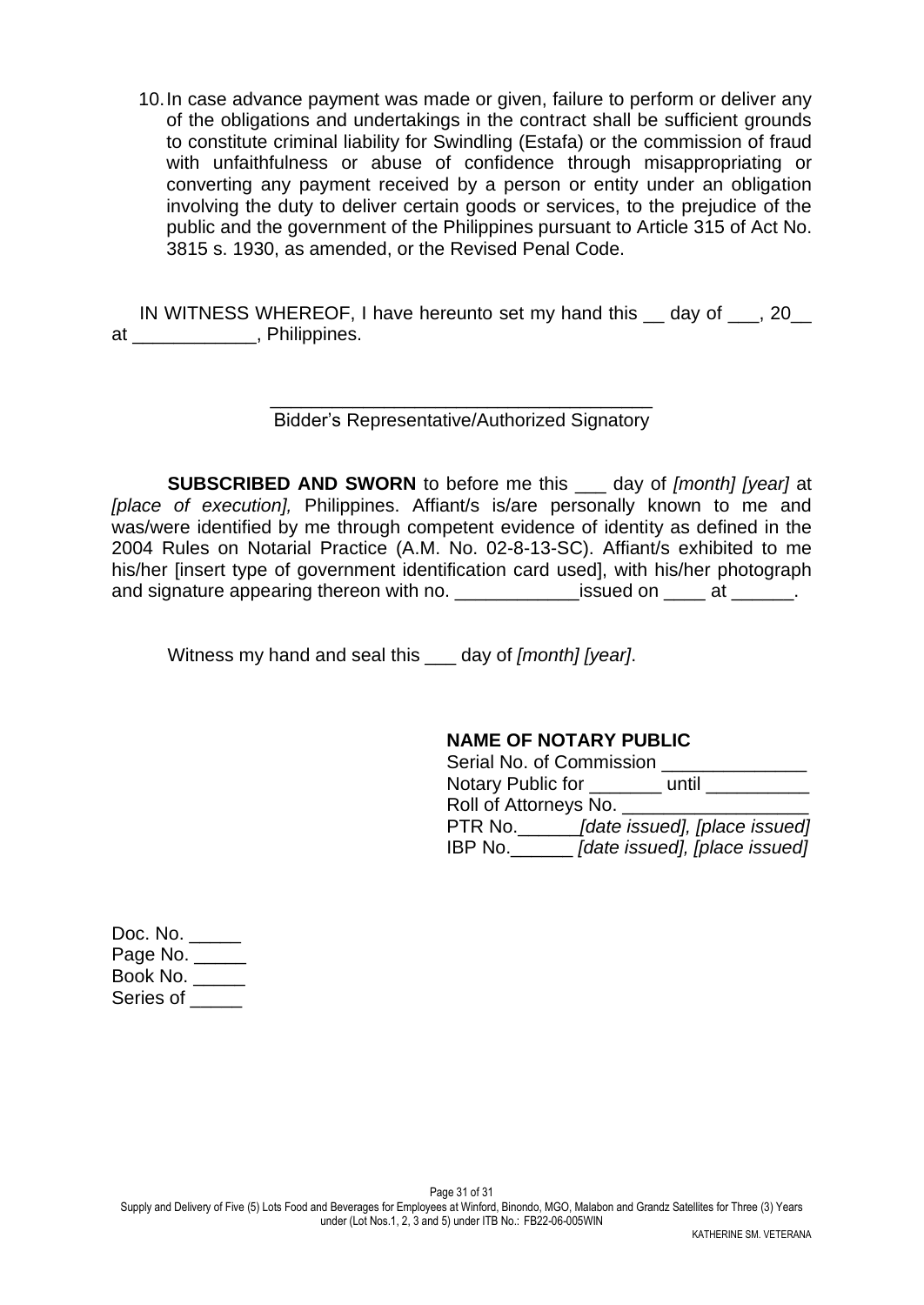10. In case advance payment was made or given, failure to perform or deliver any of the obligations and undertakings in the contract shall be sufficient grounds to constitute criminal liability for Swindling (Estafa) or the commission of fraud with unfaithfulness or abuse of confidence through misappropriating or converting any payment received by a person or entity under an obligation involving the duty to deliver certain goods or services, to the prejudice of the public and the government of the Philippines pursuant to Article 315 of Act No. 3815 s. 1930, as amended, or the Revised Penal Code.

IN WITNESS WHEREOF, I have hereunto set my hand this __ day of ___, 20__ at ____________, Philippines.

_____________________________________
Bidder's Representative/Authorized Signatory

**SUBSCRIBED AND SWORN** to before me this ___ day of *[month] [year]* at *[place of execution],* Philippines. Affiant/s is/are personally known to me and was/were identified by me through competent evidence of identity as defined in the 2004 Rules on Notarial Practice (A.M. No. 02-8-13-SC). Affiant/s exhibited to me his/her [insert type of government identification card used], with his/her photograph and signature appearing thereon with no. ____________issued on ____ at ______.

Witness my hand and seal this ___ day of *[month] [year]*.

**NAME OF NOTARY PUBLIC**
Serial No. of Commission ______________
Notary Public for _______ until __________
Roll of Attorneys No. __________________
PTR No.______*[date issued], [place issued]*
IBP No.______ *[date issued], [place issued]*

Doc. No. _____
Page No. _____
Book No. _____
Series of _____